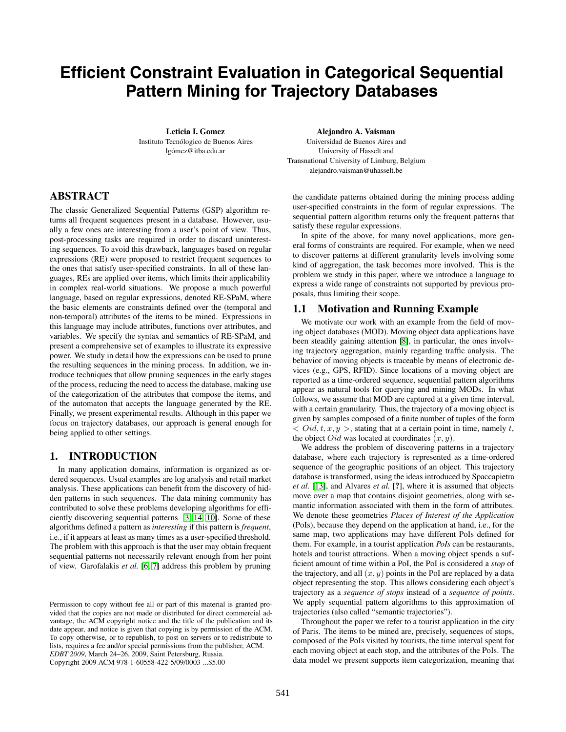# Efficient Constraint Evaluation in Categorical Sequential Pattern Mining for Trajectory Databases

**Leticia I. Gomez**
Instituto Tecnólogico de Buenos Aires
lgómez@itba.edu.ar

**Alejandro A. Vaisman**
Universidad de Buenos Aires and
University of Hasselt and
Transnational University of Limburg, Belgium
alejandro.vaisman@uhasselt.be

## ABSTRACT

The classic Generalized Sequential Patterns (GSP) algorithm returns all frequent sequences present in a database. However, usually a few ones are interesting from a user's point of view. Thus, post-processing tasks are required in order to discard uninteresting sequences. To avoid this drawback, languages based on regular expressions (RE) were proposed to restrict frequent sequences to the ones that satisfy user-specified constraints. In all of these languages, REs are applied over items, which limits their applicability in complex real-world situations. We propose a much powerful language, based on regular expressions, denoted RE-SPaM, where the basic elements are constraints defined over the (temporal and non-temporal) attributes of the items to be mined. Expressions in this language may include attributes, functions over attributes, and variables. We specify the syntax and semantics of RE-SPaM, and present a comprehensive set of examples to illustrate its expressive power. We study in detail how the expressions can be used to prune the resulting sequences in the mining process. In addition, we introduce techniques that allow pruning sequences in the early stages of the process, reducing the need to access the database, making use of the categorization of the attributes that compose the items, and of the automaton that accepts the language generated by the RE. Finally, we present experimental results. Although in this paper we focus on trajectory databases, our approach is general enough for being applied to other settings.

## 1. INTRODUCTION

In many application domains, information is organized as ordered sequences. Usual examples are log analysis and retail market analysis. These applications can benefit from the discovery of hidden patterns in such sequences. The data mining community has contributed to solve these problems developing algorithms for efficiently discovering sequential patterns [3, 14, 10]. Some of these algorithms defined a pattern as *interesting* if this pattern is *frequent*, i.e., if it appears at least as many times as a user-specified threshold. The problem with this approach is that the user may obtain frequent sequential patterns not necessarily relevant enough from her point of view. Garofalakis *et al.* [6, 7] address this problem by pruning the candidate patterns obtained during the mining process adding user-specified constraints in the form of regular expressions. The sequential pattern algorithm returns only the frequent patterns that satisfy these regular expressions.

Permission to copy without fee all or part of this material is granted provided that the copies are not made or distributed for direct commercial advantage, the ACM copyright notice and the title of the publication and its date appear, and notice is given that copying is by permission of the ACM. To copy otherwise, or to republish, to post on servers or to redistribute to lists, requires a fee and/or special permissions from the publisher, ACM.
*EDBT 2009*, March 24–26, 2009, Saint Petersburg, Russia.
Copyright 2009 ACM 978-1-60558-422-5/09/0003 ...$5.00

In spite of the above, for many novel applications, more general forms of constraints are required. For example, when we need to discover patterns at different granularity levels involving some kind of aggregation, the task becomes more involved. This is the problem we study in this paper, where we introduce a language to express a wide range of constraints not supported by previous proposals, thus limiting their scope.

### 1.1 Motivation and Running Example

We motivate our work with an example from the field of moving object databases (MOD). Moving object data applications have been steadily gaining attention [8], in particular, the ones involving trajectory aggregation, mainly regarding traffic analysis. The behavior of moving objects is traceable by means of electronic devices (e.g., GPS, RFID). Since locations of a moving object are reported as a time-ordered sequence, sequential pattern algorithms appear as natural tools for querying and mining MODs. In what follows, we assume that MOD are captured at a given time interval, with a certain granularity. Thus, the trajectory of a moving object is given by samples composed of a finite number of tuples of the form $< Oid, t, x, y >$, stating that at a certain point in time, namely $t$, the object $Oid$ was located at coordinates $(x, y)$.

We address the problem of discovering patterns in a trajectory database, where each trajectory is represented as a time-ordered sequence of the geographic positions of an object. This trajectory database is transformed, using the ideas introduced by Spaccapietra *et al.* [13], and Alvares *et al.* [?], where it is assumed that objects move over a map that contains disjoint geometries, along with semantic information associated with them in the form of attributes. We denote these geometries *Places of Interest of the Application* (PoIs), because they depend on the application at hand, i.e., for the same map, two applications may have different PoIs defined for them. For example, in a tourist application *PoIs* can be restaurants, hotels and tourist attractions. When a moving object spends a sufficient amount of time within a PoI, the PoI is considered a *stop* of the trajectory, and all $(x, y)$ points in the PoI are replaced by a data object representing the stop. This allows considering each object's trajectory as a *sequence of stops* instead of a *sequence of points*. We apply sequential pattern algorithms to this approximation of trajectories (also called "semantic trajectories").

Throughout the paper we refer to a tourist application in the city of Paris. The items to be mined are, precisely, sequences of stops, composed of the PoIs visited by tourists, the time interval spent for each moving object at each stop, and the attributes of the PoIs. The data model we present supports item categorization, meaning that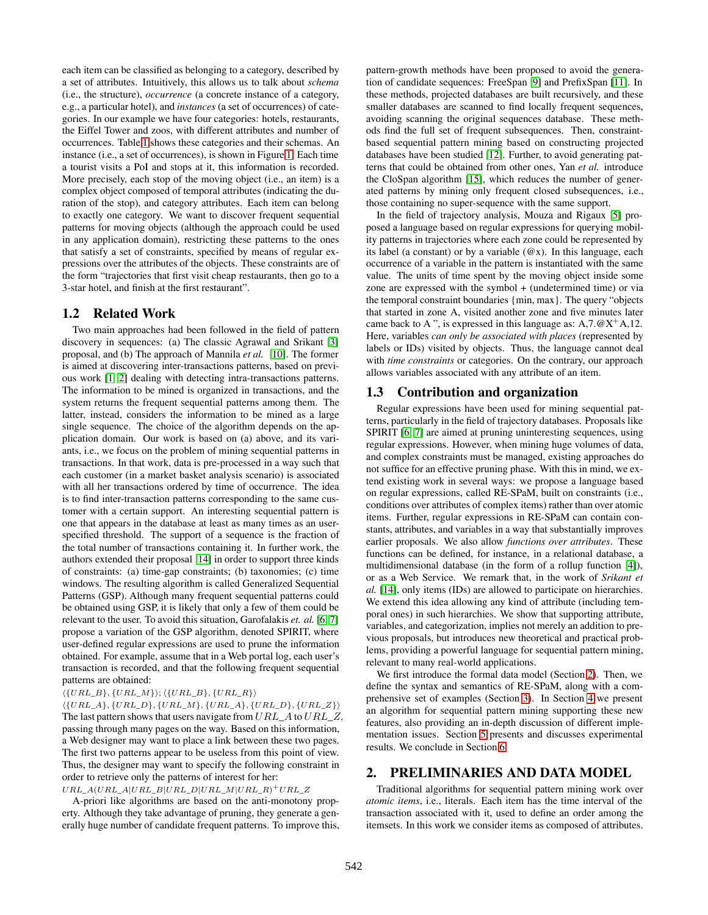each item can be classified as belonging to a category, described by a set of attributes. Intuitively, this allows us to talk about *schema* (i.e., the structure), *occurrence* (a concrete instance of a category, e.g., a particular hotel), and *instances* (a set of occurrences) of categories. In our example we have four categories: hotels, restaurants, the Eiffel Tower and zoos, with different attributes and number of occurrences. Table 1 shows these categories and their schemas. An instance (i.e., a set of occurrences), is shown in Figure 1. Each time a tourist visits a PoI and stops at it, this information is recorded. More precisely, each stop of the moving object (i.e., an item) is a complex object composed of temporal attributes (indicating the duration of the stop), and category attributes. Each item can belong to exactly one category. We want to discover frequent sequential patterns for moving objects (although the approach could be used in any application domain), restricting these patterns to the ones that satisfy a set of constraints, specified by means of regular expressions over the attributes of the objects. These constraints are of the form "trajectories that first visit cheap restaurants, then go to a 3-star hotel, and finish at the first restaurant".

## 1.2 Related Work

Two main approaches had been followed in the field of pattern discovery in sequences: (a) The classic Agrawal and Srikant [3] proposal, and (b) The approach of Mannila *et al.* [10]. The former is aimed at discovering inter-transactions patterns, based on previous work [1, 2] dealing with detecting intra-transactions patterns. The information to be mined is organized in transactions, and the system returns the frequent sequential patterns among them. The latter, instead, considers the information to be mined as a large single sequence. The choice of the algorithm depends on the application domain. Our work is based on (a) above, and its variants, i.e., we focus on the problem of mining sequential patterns in transactions. In that work, data is pre-processed in a way such that each customer (in a market basket analysis scenario) is associated with all her transactions ordered by time of occurrence. The idea is to find inter-transaction patterns corresponding to the same customer with a certain support. An interesting sequential pattern is one that appears in the database at least as many times as an user-specified threshold. The support of a sequence is the fraction of the total number of transactions containing it. In further work, the authors extended their proposal [14] in order to support three kinds of constraints: (a) time-gap constraints; (b) taxonomies; (c) time windows. The resulting algorithm is called Generalized Sequential Patterns (GSP). Although many frequent sequential patterns could be obtained using GSP, it is likely that only a few of them could be relevant to the user. To avoid this situation, Garofalakis *et. al.* [6, 7] propose a variation of the GSP algorithm, denoted SPIRIT, where user-defined regular expressions are used to prune the information obtained. For example, assume that in a Web portal log, each user's transaction is recorded, and that the following frequent sequential patterns are obtained:

$\langle\{URL\_B\},\{URL\_M\}\rangle$; $\langle\{URL\_B\},\{URL\_R\}\rangle$

$\langle\{URL\_A\},\{URL\_D\},\{URL\_M\},\{URL\_A\},\{URL\_D\},\{URL\_Z\}\rangle$

The last pattern shows that users navigate from $URL\_A$ to $URL\_Z$, passing through many pages on the way. Based on this information, a Web designer may want to place a link between these two pages. The first two patterns appear to be useless from this point of view. Thus, the designer may want to specify the following constraint in order to retrieve only the patterns of interest for her:

$URL\_A(URL\_A|URL\_B|URL\_D|URL\_M|URL\_R)^{+}URL\_Z$

A-priori like algorithms are based on the anti-monotony property. Although they take advantage of pruning, they generate a generally huge number of candidate frequent patterns. To improve this, pattern-growth methods have been proposed to avoid the generation of candidate sequences: FreeSpan [9] and PrefixSpan [11]. In these methods, projected databases are built recursively, and these smaller databases are scanned to find locally frequent sequences, avoiding scanning the original sequences database. These methods find the full set of frequent subsequences. Then, constraint-based sequential pattern mining based on constructing projected databases have been studied [12]. Further, to avoid generating patterns that could be obtained from other ones, Yan *et al.* introduce the CloSpan algorithm [15], which reduces the number of generated patterns by mining only frequent closed subsequences, i.e., those containing no super-sequence with the same support.

In the field of trajectory analysis, Mouza and Rigaux [5] proposed a language based on regular expressions for querying mobility patterns in trajectories where each zone could be represented by its label (a constant) or by a variable (@x). In this language, each occurrence of a variable in the pattern is instantiated with the same value. The units of time spent by the moving object inside some zone are expressed with the symbol + (undetermined time) or via the temporal constraint boundaries {min, max}. The query "objects that started in zone A, visited another zone and five minutes later came back to A ", is expressed in this language as: A,7.@X$^{+}$A,12. Here, variables *can only be associated with places* (represented by labels or IDs) visited by objects. Thus, the language cannot deal with *time constraints* or categories. On the contrary, our approach allows variables associated with any attribute of an item.

## 1.3 Contribution and organization

Regular expressions have been used for mining sequential patterns, particularly in the field of trajectory databases. Proposals like SPIRIT [6, 7] are aimed at pruning uninteresting sequences, using regular expressions. However, when mining huge volumes of data, and complex constraints must be managed, existing approaches do not suffice for an effective pruning phase. With this in mind, we extend existing work in several ways: we propose a language based on regular expressions, called RE-SPaM, built on constraints (i.e., conditions over attributes of complex items) rather than over atomic items. Further, regular expressions in RE-SPaM can contain constants, attributes, and variables in a way that substantially improves earlier proposals. We also allow *functions over attributes*. These functions can be defined, for instance, in a relational database, a multidimensional database (in the form of a rollup function [4]), or as a Web Service. We remark that, in the work of *Srikant et al.* [14], only items (IDs) are allowed to participate on hierarchies. We extend this idea allowing any kind of attribute (including temporal ones) in such hierarchies. We show that supporting attribute, variables, and categorization, implies not merely an addition to previous proposals, but introduces new theoretical and practical problems, providing a powerful language for sequential pattern mining, relevant to many real-world applications.

We first introduce the formal data model (Section 2). Then, we define the syntax and semantics of RE-SPaM, along with a comprehensive set of examples (Section 3). In Section 4 we present an algorithm for sequential pattern mining supporting these new features, also providing an in-depth discussion of different implementation issues. Section 5 presents and discusses experimental results. We conclude in Section 6.

# 2. PRELIMINARIES AND DATA MODEL

Traditional algorithms for sequential pattern mining work over *atomic items*, i.e., literals. Each item has the time interval of the transaction associated with it, used to define an order among the itemsets. In this work we consider items as composed of attributes.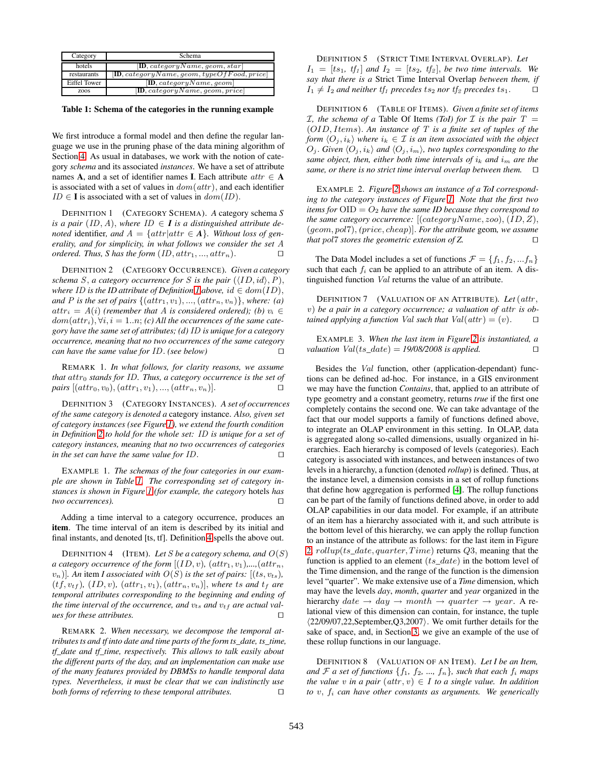| Category | Schema |
| --- | --- |
| hotels | [**ID**, $categoryName$, $geom$, $star$] |
| restaurants | [**ID**, $categoryName$, $geom$, $typeOfFood$, $price$] |
| Eiffel Tower | [**ID**, $categoryName$, $geom$] |
| zoos | [**ID**, $categoryName$, $geom$, $price$] |

**Table 1: Schema of the categories in the running example**

We first introduce a formal model and then define the regular language we use in the pruning phase of the data mining algorithm of Section 4. As usual in databases, we work with the notion of category *schema* and its associated *instances*. We have a set of attribute names **A**, and a set of identifier names **I**. Each attribute $attr \in \mathbf{A}$ is associated with a set of values in $dom(attr)$, and each identifier $ID \in \mathbf{I}$ is associated with a set of values in $dom(ID)$.

DEFINITION 1 (CATEGORY SCHEMA). *A category schema S is a pair $(ID, A)$, where $ID \in \mathbf{I}$ is a distinguished attribute denoted* identifier, *and $A = \{attr | attr \in \mathbf{A}\}$. Without loss of generality, and for simplicity, in what follows we consider the set A ordered. Thus, S has the form $(ID, attr_1, ..., attr_n)$.* □

DEFINITION 2 (CATEGORY OCCURRENCE). *Given a category schema S, a category occurrence for S is the pair $(\langle ID, id\rangle, P)$, where ID is the ID attribute of Definition 1 above, $id \in dom(ID)$, and P is the set of pairs $\{(attr_1, v_1), ..., (attr_n, v_n)\}$, where: (a) $attr_i = A(i)$ (remember that A is considered ordered); (b) $v_i \in dom(attr_i), \forall i, i = 1..n$; (c) All the occurrences of the same category have the same set of attributes; (d) ID is unique for a category occurrence, meaning that no two occurrences of the same category can have the same value for ID. (see below)* □

REMARK 1. *In what follows, for clarity reasons, we assume that $attr_0$ stands for ID. Thus, a category occurrence is the set of pairs $[(attr_0, v_0), (attr_1, v_1), ..., (attr_n, v_n)]$.* □

DEFINITION 3 (CATEGORY INSTANCES). *A set of occurrences of the same category is denoted a* category instance. *Also, given set of category instances (see Figure 1), we extend the fourth condition in Definition 2 to hold for the whole set: ID is unique for a set of category instances, meaning that no two occurrences of categories in the set can have the same value for ID.* □

EXAMPLE 1. *The schemas of the four categories in our example are shown in Table 1. The corresponding set of category instances is shown in Figure 1 (for example, the category* hotels *has two occurrences).* □

Adding a time interval to a category occurrence, produces an **item**. The time interval of an item is described by its initial and final instants, and denoted [ts, tf]. Definition 4 spells the above out.

DEFINITION 4 (ITEM). *Let S be a category schema, and $O(S)$ a category occurrence of the form $[(ID, v), (attr_1, v_1),...,(attr_n, v_n)]$. An* item *I associated with $O(S)$ is the set of pairs: $[(ts, v_{ts}), (tf, v_{tf}), (ID, v), (attr_1, v_1), (attr_n, v_n)]$, where ts and $t_f$ are temporal attributes corresponding to the beginning and ending of the time interval of the occurrence, and $v_{ts}$ and $v_{tf}$ are actual values for these attributes.* □

REMARK 2. *When necessary, we decompose the temporal attributes ts and tf into date and time parts of the form ts_date, ts_time, tf_date and tf_time, respectively. This allows to talk easily about the different parts of the day, and an implementation can make use of the many features provided by DBMSs to handle temporal data types. Nevertheless, it must be clear that we can indistinctly use both forms of referring to these temporal attributes.* □

DEFINITION 5 (STRICT TIME INTERVAL OVERLAP). *Let $I_1 = [ts_1, tf_1]$ and $I_2 = [ts_2, tf_2]$, be two time intervals. We say that there is a* Strict Time Interval Overlap *between them, if $I_1 \neq I_2$ and neither $tf_1$ precedes $ts_2$ nor $tf_2$ precedes $ts_1$.* □

DEFINITION 6 (TABLE OF ITEMS). *Given a finite set of items $\mathcal{I}$, the schema of a* Table Of Items *(ToI) for $\mathcal{I}$ is the pair $T = (OID, Items)$. An instance of T is a finite set of tuples of the form $\langle O_j, i_k\rangle$ where $i_k \in \mathcal{I}$ is an item associated with the object $O_j$. Given $\langle O_j, i_k\rangle$ and $\langle O_j, i_m\rangle$, two tuples corresponding to the same object, then, either both time intervals of $i_k$ and $i_m$ are the same, or there is no strict time interval overlap between them.* □

EXAMPLE 2. *Figure 2 shows an instance of a ToI corresponding to the category instances of Figure 1. Note that the first two items for OID = $O_2$ have the same ID because they correspond to the same category occurrence: $[(categoryName, zoo), (ID, Z), (geom, pol7), (price, cheap)]$. For the attribute* geom, *we assume that pol7 stores the geometric extension of Z.* □

The Data Model includes a set of functions $\mathcal{F} = \{f_1, f_2, ...f_n\}$ such that each $f_i$ can be applied to an attribute of an item. A distinguished function $Val$ returns the value of an attribute.

DEFINITION 7 (VALUATION OF AN ATTRIBUTE). *Let $(attr, v)$ be a pair in a category occurrence; a valuation of attr is obtained applying a function Val such that $Val(attr) = (v)$.* □

EXAMPLE 3. *When the last item in Figure 2 is instantiated, a valuation $Val(ts\_date)$ = 19/08/2008 is applied.* □

Besides the $Val$ function, other (application-dependant) functions can be defined ad-hoc. For instance, in a GIS environment we may have the function *Contains*, that, applied to an attribute of type geometry and a constant geometry, returns *true* if the first one completely contains the second one. We can take advantage of the fact that our model supports a family of functions defined above, to integrate an OLAP environment in this setting. In OLAP, data is aggregated along so-called dimensions, usually organized in hierarchies. Each hierarchy is composed of levels (categories). Each category is associated with instances, and between instances of two levels in a hierarchy, a function (denoted *rollup*) is defined. Thus, at the instance level, a dimension consists in a set of rollup functions that define how aggregation is performed [4]. The rollup functions can be part of the family of functions defined above, in order to add OLAP capabilities in our data model. For example, if an attribute of an item has a hierarchy associated with it, and such attribute is the bottom level of this hierarchy, we can apply the rollup function to an instance of the attribute as follows: for the last item in Figure 2, $rollup(ts\_date, quarter, Time)$ returns $Q3$, meaning that the function is applied to an element ($ts\_date$) in the bottom level of the Time dimension, and the range of the function is the dimension level "quarter". We make extensive use of a *Time* dimension, which may have the levels *day*, *month*, *quarter* and *year* organized in the hierarchy $date \rightarrow day \rightarrow month \rightarrow quarter \rightarrow year$. A relational view of this dimension can contain, for instance, the tuple ⟨22/09/07,22,September,Q3,2007⟩. We omit further details for the sake of space, and, in Section 3, we give an example of the use of these rollup functions in our language.

DEFINITION 8 (VALUATION OF AN ITEM). *Let I be an Item, and $\mathcal{F}$ a set of functions $\{f_1, f_2, ..., f_n\}$, such that each $f_i$ maps the value v in a pair $(attr, v) \in I$ to a single value. In addition to v, $f_i$ can have other constants as arguments. We generically*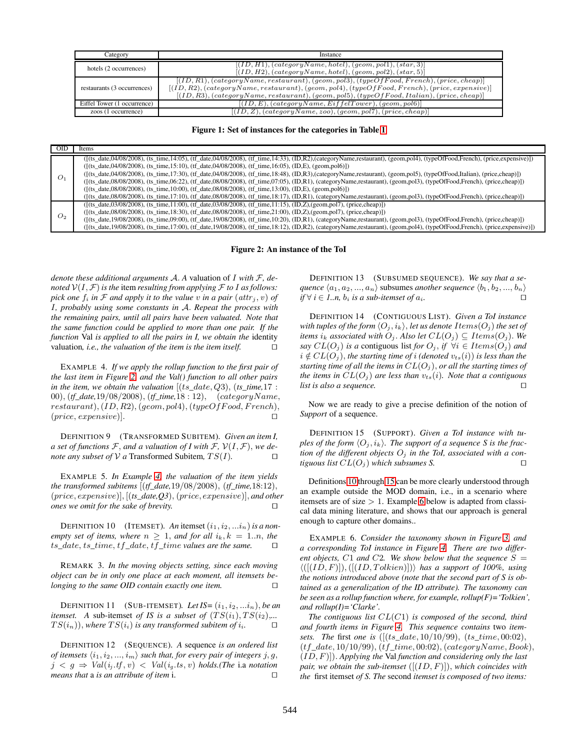| Category | Instance |
|---|---|
| hotels (2 occurrences) | $[(ID, H1), (categoryName, hotel), (geom, pol1), (star, 3)]$<br>$[(ID, H2), (categoryName, hotel), (geom, pol2), (star, 5)]$ |
| restaurants (3 occurrences) | $[(ID, R1), (categoryName, restaurant), (geom, pol3), (typeOfFood, French), (price, cheap)]$<br>$[(ID, R2), (categoryName, restaurant), (geom, pol4), (typeOfFood, French), (price, expensive)]$<br>$[(ID, R3), (categoryName, restaurant), (geom, pol5), (typeOfFood, Italian), (price, cheap)]$ |
| Eiffel Tower (1 occurrence) | $[(ID, E), (categoryName, EiffelTower), (geom, pol6)]$ |
| zoos (1 occurrence) | $[(ID, Z), (categoryName, zoo), (geom, pol7), (price, cheap)]$ |

**Figure 1: Set of instances for the categories in Table 1**

| OID | Items |
|---|---|
| $O_1$ | ([(ts_date,04/08/2008), (ts_time,14:05), (tf_date,04/08/2008), (tf_time,14:33), (ID,R2),(categoryName,restaurant), (geom,pol4), (typeOfFood,French), (price,expensive)])<br>([(ts_date,04/08/2008), (ts_time,15:10), (tf_date,04/08/2008), (tf_time,16:05), (ID,E), (geom,pol6)])<br>([(ts_date,04/08/2008), (ts_time,17:30), (tf_date,04/08/2008), (tf_time,18:48), (ID,R3),(categoryName,restaurant), (geom,pol5), (typeOfFood,Italian), (price,cheap)])<br>([(ts_date,08/08/2008), (ts_time,06:22), (tf_date,08/08/2008), (tf_time,07:05), (ID,R1), (categoryName,restaurant), (geom,pol3), (typeOfFood,French), (price,cheap)])<br>([(ts_date,08/08/2008), (ts_time,10:00), (tf_date,08/08/2008), (tf_time,13:00), (ID,E), (geom,pol6)])<br>([(ts_date,08/08/2008), (ts_time,17:10), (tf_date,08/08/2008), (tf_time,18:17), (ID,R1), (categoryName,restaurant), (geom,pol3), (typeOfFood,French), (price,cheap)]) |
| $O_2$ | ([(ts_date,03/08/2008), (ts_time,11:00), (tf_date,03/08/2008), (tf_time,11:15), (ID,Z),(geom,pol7), (price,cheap)])<br>([(ts_date,08/08/2008), (ts_time,18:30), (tf_date,08/08/2008), (tf_time,21:00), (ID,Z),(geom,pol7), (price,cheap)])<br>([(ts_date,19/08/2008), (ts_time,09:00), (tf_date,19/08/2008), (tf_time,10:20), (ID,R1), (categoryName,restaurant), (geom,pol3), (typeOfFood,French), (price,cheap)])<br>([(ts_date,19/08/2008), (ts_time,17:00), (tf_date,19/08/2008), (tf_time,18:12), (ID,R2), (categoryName,restaurant), (geom,pol4), (typeOfFood,French), (price,expensive)]) |

**Figure 2: An instance of the ToI**

*denote these additional arguments $\mathcal{A}$. A* valuation of $I$ *with* $\mathcal{F}$, *denoted* $\mathcal{V}(I, \mathcal{F})$ *is the* item *resulting from applying* $\mathcal{F}$ *to* $I$ *as follows: pick one* $f_i$ *in* $\mathcal{F}$ *and apply it to the value* $v$ *in a pair* $(attr_j, v)$ *of* $I$, *probably using some constants in* $\mathcal{A}$. *Repeat the process with the remaining pairs, until all pairs have been valuated. Note that the same function could be applied to more than one pair. If the function* Val *is applied to all the pairs in I, we obtain the* identity valuation, *i.e., the valuation of the item is the item itself.* □

EXAMPLE 4. *If we apply the rollup function to the first pair of the last item in Figure 2, and the Val() function to all other pairs in the item, we obtain the valuation* $[(ts\_date, Q3)$, $(ts\_time, 17:00)$, $(tf\_date, 19/08/2008)$, $(tf\_time, 18:12)$, $(categoryName, restaurant)$, $(ID, R2)$, $(geom, pol4)$, $(typeOfFood, French)$, $(price, expensive)]$. □

DEFINITION 9 (TRANSFORMED SUBITEM). *Given an item I, a set of functions* $\mathcal{F}$, *and a valuation of I with* $\mathcal{F}$, $\mathcal{V}(I, \mathcal{F})$, *we denote any subset of* $\mathcal{V}$ *a* Transformed Subitem, $TS(I)$. □

EXAMPLE 5. *In Example 4, the valuation of the item yields the transformed subitems* $[(tf\_date, 19/08/2008)$, $(tf\_time, 18:12)$, $(price, expensive)]$, $[(ts\_date, Q3)$, $(price, expensive)]$, *and other ones we omit for the sake of brevity.* □

DEFINITION 10 (ITEMSET). *An* itemset $(i_1, i_2, ... i_n)$ *is a non-empty set of items, where* $n \geq 1$, *and for all* $i_k, k = 1..n$, *the* $ts\_date, ts\_time, tf\_date, tf\_time$ *values are the same.* □

REMARK 3. *In the moving objects setting, since each moving object can be in only one place at each moment, all itemsets belonging to the same OID contain exactly one item.* □

DEFINITION 11 (SUB-ITEMSET). *Let IS=* $(i_1, i_2, ... i_n)$, *be an itemset. A* sub-itemset *of IS is a subset of* $(TS(i_1), TS(i_2), ... TS(i_n))$, *where* $TS(i_i)$ *is any transformed subitem of* $i_i$. □

DEFINITION 12 (SEQUENCE). *A* sequence *is an ordered list of itemsets* $\langle i_1, i_2, ..., i_m \rangle$ *such that, for every pair of integers* $j, g$, $j < g \Rightarrow Val(i_j.tf, v) < Val(i_g.ts, v)$ *holds.(The* i.a *notation means that* a *is an attribute of item* i. □

DEFINITION 13 (SUBSUMED SEQUENCE). *We say that a sequence* $\langle a_1, a_2, ..., a_n \rangle$ subsumes *another sequence* $\langle b_1, b_2, ..., b_n \rangle$ *if* $\forall$ $i \in 1..n$, $b_i$ *is a sub-itemset of* $a_i$. □

DEFINITION 14 (CONTIGUOUS LIST). *Given a ToI instance with tuples of the form* $\langle O_j, i_k \rangle$, *let us denote* $Items(O_j)$ *the set of items* $i_k$ *associated with* $O_j$. *Also let* $CL(O_j) \subseteq Items(O_j)$. *We say* $CL(O_j)$ *is a* contiguous list *for* $O_j$, *if* $\forall i \in Items(O_j)$ *and* $i \notin CL(O_j)$, *the starting time of* $i$ *(denoted* $v_{ts}(i)$*) is less than the starting time of all the items in* $CL(O_j)$, *or all the starting times of the items in* $CL(O_j)$ *are less than* $v_{ts}(i)$. *Note that a contiguous list is also a sequence.* □

Now we are ready to give a precise definition of the notion of *Support* of a sequence.

DEFINITION 15 (SUPPORT). *Given a ToI instance with tuples of the form* $\langle O_j, i_k \rangle$. *The support of a sequence S is the fraction of the different objects* $O_j$ *in the ToI, associated with a contiguous list* $CL(O_j)$ *which subsumes S.* □

Definitions 10 through 15 can be more clearly understood through an example outside the MOD domain, i.e., in a scenario where itemsets are of size $> 1$. Example 6 below is adapted from classical data mining literature, and shows that our approach is general enough to capture other domains..

EXAMPLE 6. *Consider the taxonomy shown in Figure 3, and a corresponding ToI instance in Figure 4. There are two different objects,* $C1$ *and* $C2$. *We show below that the sequence* $S = \langle ([(ID, F)]), ([(ID, Tolkien)]) \rangle$ *has a support of 100%, using the notions introduced above (note that the second part of S is obtained as a generalization of the ID attribute). The taxonomy can be seen as a rollup function where, for example, rollup(F)='Tolkien', and rollup(I)='Clarke'.*

*The contiguous list* $CL(C1)$ *is composed of the second, third and fourth items in Figure 4. This sequence contains* two *itemsets. The* first *one is* $([(ts\_date, 10/10/99)$, $(ts\_time, 00:02)$, $(tf\_date, 10/10/99)$, $(tf\_time, 00:02)$, $(categoryName, Book)$, $(ID, F)])$. *Applying the* Val *function and considering only the last pair, we obtain the sub-itemset* $([(ID, F)])$, *which coincides with the first itemset of S. The* second *itemset is composed of two items:*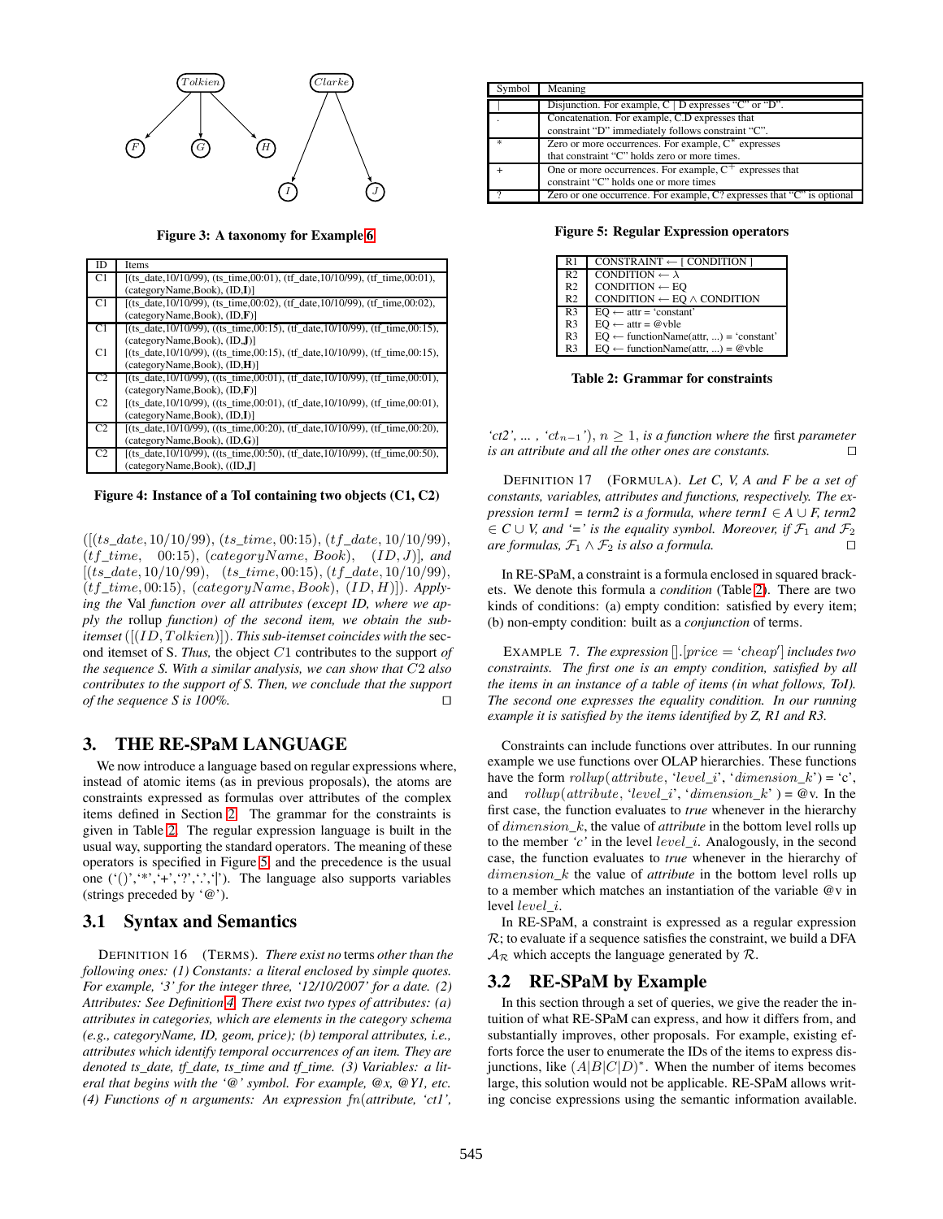Figure 3: A taxonomy for Example 6

| ID | Items |
|---|---|
| C1 | [(ts_date,10/10/99), (ts_time,00:01), (tf_date,10/10/99), (tf_time,00:01), (categoryName,Book), (ID,**I**)] |
| C1 | [(ts_date,10/10/99), (ts_time,00:02), (tf_date,10/10/99), (tf_time,00:02), (categoryName,Book), (ID,**F**)] |
| C1 | [(ts_date,10/10/99), ((ts_time,00:15), (tf_date,10/10/99), (tf_time,00:15), (categoryName,Book), (ID,**J**)] |
| C1 | [(ts_date,10/10/99), ((ts_time,00:15), (tf_date,10/10/99), (tf_time,00:15), (categoryName,Book), (ID,**H**)] |
| C2 | [(ts_date,10/10/99), ((ts_time,00:01), (tf_date,10/10/99), (tf_time,00:01), (categoryName,Book), (ID,**F**)] |
| C2 | [(ts_date,10/10/99), ((ts_time,00:01), (tf_date,10/10/99), (tf_time,00:01), (categoryName,Book), (ID,**I**)] |
| C2 | [(ts_date,10/10/99), ((ts_time,00:20), (tf_date,10/10/99), (tf_time,00:20), (categoryName,Book), (ID,**G**)] |
| C2 | [(ts_date,10/10/99), ((ts_time,00:50), (tf_date,10/10/99), (tf_time,00:50), (categoryName,Book), ((ID,**J**)] |

Figure 4: Instance of a ToI containing two objects (C1, C2)

$([(ts\_date, 10/10/99), (ts\_time, 00{:}15), (tf\_date, 10/10/99), (tf\_time, 00{:}15), (categoryName, Book), (ID, J)]$, *and* $[(ts\_date, 10/10/99), (ts\_time, 00{:}15), (tf\_date, 10/10/99), (tf\_time, 00{:}15), (categoryName, Book), (ID, H)])$. *Applying the* Val *function over all attributes (except ID, where we apply the* rollup *function) of the second item, we obtain the subitemset* $([(ID, Tolkien)])$. *This sub-itemset coincides with the* second itemset of S. *Thus,* the object $C1$ contributes to the support *of the sequence S. With a similar analysis, we can show that* $C2$ *also contributes to the support of S. Then, we conclude that the support of the sequence S is 100%.* □

## 3. THE RE-SPaM LANGUAGE

We now introduce a language based on regular expressions where, instead of atomic items (as in previous proposals), the atoms are constraints expressed as formulas over attributes of the complex items defined in Section 2. The grammar for the constraints is given in Table 2. The regular expression language is built in the usual way, supporting the standard operators. The meaning of these operators is specified in Figure 5, and the precedence is the usual one ('()','*','+','?','.','|'). The language also supports variables (strings preceded by '@').

### 3.1 Syntax and Semantics

DEFINITION 16 (TERMS). *There exist no* terms *other than the following ones: (1) Constants: a literal enclosed by simple quotes. For example, '3' for the integer three, '12/10/2007' for a date. (2) Attributes: See Definition 4. There exist two types of attributes: (a) attributes in categories, which are attributes in the category schema (e.g., categoryName, ID, geom, price); (b) temporal attributes, i.e., attributes which identify temporal occurrences of an item. They are denoted ts_date, tf_date, ts_time and tf_time. (3) Variables: a literal that begins with the '@' symbol. For example, @x, @Y1, etc. (4) Functions of n arguments: An expression* $fn(attribute$, *'ct1', 'ct2', ... ,* '$ct_{n-1}$'$)$, $n \geq 1$, *is a function where the* first *parameter is an attribute and all the other ones are constants.* □

| Symbol | Meaning |
|---|---|
| \| | Disjunction. For example, C \| D expresses "C" or "D". |
| . | Concatenation. For example, C.D expresses that constraint "D" immediately follows constraint "C". |
| * | Zero or more occurrences. For example, $C^*$ expresses that constraint "C" holds zero or more times. |
| + | One or more occurrences. For example, $C^+$ expresses that constraint "C" holds one or more times |
| ? | Zero or one occurrence. For example, C? expresses that "C" is optional |

Figure 5: Regular Expression operators

| | |
|---|---|
| R1 | CONSTRAINT ← [ CONDITION ] |
| R2 | CONDITION ← λ |
| R2 | CONDITION ← EQ |
| R2 | CONDITION ← EQ ∧ CONDITION |
| R3 | EQ ← attr = 'constant' |
| R3 | EQ ← attr = @vble |
| R3 | EQ ← functionName(attr, ...) = 'constant' |
| R3 | EQ ← functionName(attr, ...) = @vble |

Table 2: Grammar for constraints

DEFINITION 17 (FORMULA). *Let C, V, A and F be a set of constants, variables, attributes and functions, respectively. The expression term1 = term2 is a formula, where term1 ∈ A ∪ F, term2 ∈ C ∪ V, and '=' is the equality symbol. Moreover, if* $\mathcal{F}_1$ *and* $\mathcal{F}_2$ *are formulas,* $\mathcal{F}_1 \wedge \mathcal{F}_2$ *is also a formula.* □

In RE-SPaM, a constraint is a formula enclosed in squared brackets. We denote this formula a *condition* (Table 2). There are two kinds of conditions: (a) empty condition: satisfied by every item; (b) non-empty condition: built as a *conjunction* of terms.

EXAMPLE 7. *The expression* $[].[price = \text{'}cheap\text{'}]$ *includes two constraints. The first one is an empty condition, satisfied by all the items in an instance of a table of items (in what follows, ToI). The second one expresses the equality condition. In our running example it is satisfied by the items identified by Z, R1 and R3.*

Constraints can include functions over attributes. In our running example we use functions over OLAP hierarchies. These functions have the form $rollup(attribute$, '$level\_i$', '$dimension\_k$'$)$ = 'c', and $rollup(attribute$, '$level\_i$', '$dimension\_k$' $)$ = @v. In the first case, the function evaluates to *true* whenever in the hierarchy of $dimension\_k$, the value of *attribute* in the bottom level rolls up to the member *'c'* in the level $level\_i$. Analogously, in the second case, the function evaluates to *true* whenever in the hierarchy of $dimension\_k$ the value of *attribute* in the bottom level rolls up to a member which matches an instantiation of the variable @v in level $level\_i$.

In RE-SPaM, a constraint is expressed as a regular expression $\mathcal{R}$; to evaluate if a sequence satisfies the constraint, we build a DFA $\mathcal{A}_{\mathcal{R}}$ which accepts the language generated by $\mathcal{R}$.

### 3.2 RE-SPaM by Example

In this section through a set of queries, we give the reader the intuition of what RE-SPaM can express, and how it differs from, and substantially improves, other proposals. For example, existing efforts force the user to enumerate the IDs of the items to express disjunctions, like $(A|B|C|D)^*$. When the number of items becomes large, this solution would not be applicable. RE-SPaM allows writing concise expressions using the semantic information available.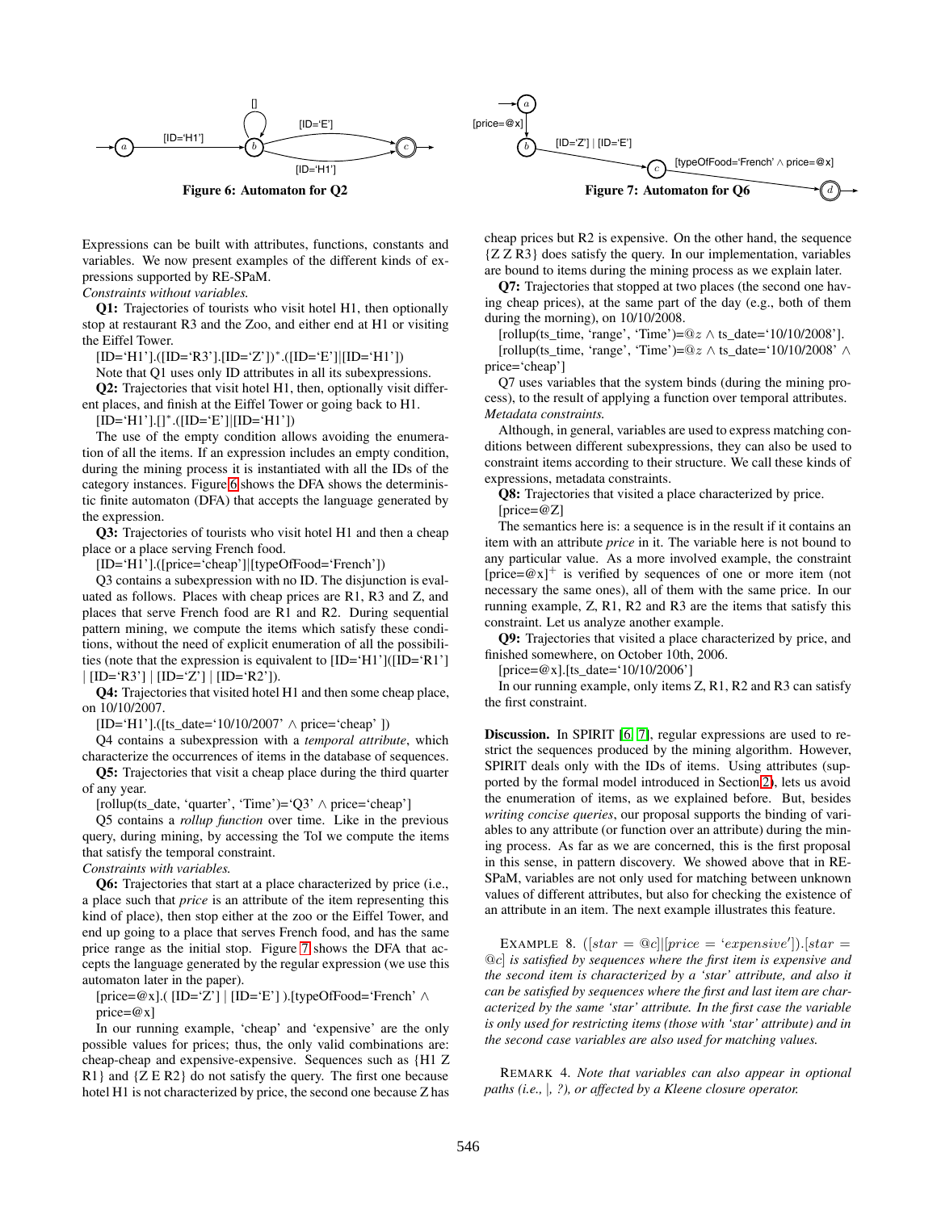Figure 6: Automaton for Q2

Figure 7: Automaton for Q6

Expressions can be built with attributes, functions, constants and variables. We now present examples of the different kinds of expressions supported by RE-SPaM.

*Constraints without variables.*

**Q1:** Trajectories of tourists who visit hotel H1, then optionally stop at restaurant R3 and the Zoo, and either end at H1 or visiting the Eiffel Tower.

[ID='H1'].([ID='R3'].[ID='Z'])$^*$.([ID='E']|[ID='H1'])

Note that Q1 uses only ID attributes in all its subexpressions.

**Q2:** Trajectories that visit hotel H1, then, optionally visit different places, and finish at the Eiffel Tower or going back to H1.

[ID='H1'].[]$^*$.([ID='E']|[ID='H1'])

The use of the empty condition allows avoiding the enumeration of all the items. If an expression includes an empty condition, during the mining process it is instantiated with all the IDs of the category instances. Figure 6 shows the DFA shows the deterministic finite automaton (DFA) that accepts the language generated by the expression.

**Q3:** Trajectories of tourists who visit hotel H1 and then a cheap place or a place serving French food.

[ID='H1'].([price='cheap']|[typeOfFood='French'])

Q3 contains a subexpression with no ID. The disjunction is evaluated as follows. Places with cheap prices are R1, R3 and Z, and places that serve French food are R1 and R2. During sequential pattern mining, we compute the items which satisfy these conditions, without the need of explicit enumeration of all the possibilities (note that the expression is equivalent to [ID='H1']([ID='R1'] | [ID='R3'] | [ID='Z'] | [ID='R2']).

**Q4:** Trajectories that visited hotel H1 and then some cheap place, on 10/10/2007.

[ID='H1'].([ts_date='10/10/2007' $\wedge$ price='cheap' ])

Q4 contains a subexpression with a *temporal attribute*, which characterize the occurrences of items in the database of sequences.

**Q5:** Trajectories that visit a cheap place during the third quarter of any year.

[rollup(ts_date, 'quarter', 'Time')='Q3' $\wedge$ price='cheap']

Q5 contains a *rollup function* over time. Like in the previous query, during mining, by accessing the ToI we compute the items that satisfy the temporal constraint.

*Constraints with variables.*

**Q6:** Trajectories that start at a place characterized by price (i.e., a place such that *price* is an attribute of the item representing this kind of place), then stop either at the zoo or the Eiffel Tower, and end up going to a place that serves French food, and has the same price range as the initial stop. Figure 7 shows the DFA that accepts the language generated by the regular expression (we use this automaton later in the paper).

[price=@x].( [ID='Z'] | [ID='E'] ).[typeOfFood='French' $\wedge$ price=@x]

In our running example, 'cheap' and 'expensive' are the only possible values for prices; thus, the only valid combinations are: cheap-cheap and expensive-expensive. Sequences such as {H1 Z R1} and {Z E R2} do not satisfy the query. The first one because hotel H1 is not characterized by price, the second one because Z has cheap prices but R2 is expensive. On the other hand, the sequence {Z Z R3} does satisfy the query. In our implementation, variables are bound to items during the mining process as we explain later.

**Q7:** Trajectories that stopped at two places (the second one having cheap prices), at the same part of the day (e.g., both of them during the morning), on 10/10/2008.

[rollup(ts_time, 'range', 'Time')=$@z$ $\wedge$ ts_date='10/10/2008'].
[rollup(ts_time, 'range', 'Time')=$@z$ $\wedge$ ts_date='10/10/2008' $\wedge$ price='cheap']

Q7 uses variables that the system binds (during the mining process), to the result of applying a function over temporal attributes.

*Metadata constraints.*

Although, in general, variables are used to express matching conditions between different subexpressions, they can also be used to constraint items according to their structure. We call these kinds of expressions, metadata constraints.

**Q8:** Trajectories that visited a place characterized by price.

[price=@Z]

The semantics here is: a sequence is in the result if it contains an item with an attribute *price* in it. The variable here is not bound to any particular value. As a more involved example, the constraint [price=@x]$^+$ is verified by sequences of one or more item (not necessary the same ones), all of them with the same price. In our running example, Z, R1, R2 and R3 are the items that satisfy this constraint. Let us analyze another example.

**Q9:** Trajectories that visited a place characterized by price, and finished somewhere, on October 10th, 2006.

[price=@x].[ts_date='10/10/2006']

In our running example, only items Z, R1, R2 and R3 can satisfy the first constraint.

**Discussion.** In SPIRIT [6, 7], regular expressions are used to restrict the sequences produced by the mining algorithm. However, SPIRIT deals only with the IDs of items. Using attributes (supported by the formal model introduced in Section 2), lets us avoid the enumeration of items, as we explained before. But, besides *writing concise queries*, our proposal supports the binding of variables to any attribute (or function over an attribute) during the mining process. As far as we are concerned, this is the first proposal in this sense, in pattern discovery. We showed above that in RE-SPaM, variables are not only used for matching between unknown values of different attributes, but also for checking the existence of an attribute in an item. The next example illustrates this feature.

EXAMPLE 8. *$([star = @c]|[price = \text{'}expensive\text{'}]).[star = @c]$ is satisfied by sequences where the first item is expensive and the second item is characterized by a 'star' attribute, and also it can be satisfied by sequences where the first and last item are characterized by the same 'star' attribute. In the first case the variable is only used for restricting items (those with 'star' attribute) and in the second case variables are also used for matching values.*

REMARK 4. *Note that variables can also appear in optional paths (i.e., |, ?), or affected by a Kleene closure operator.*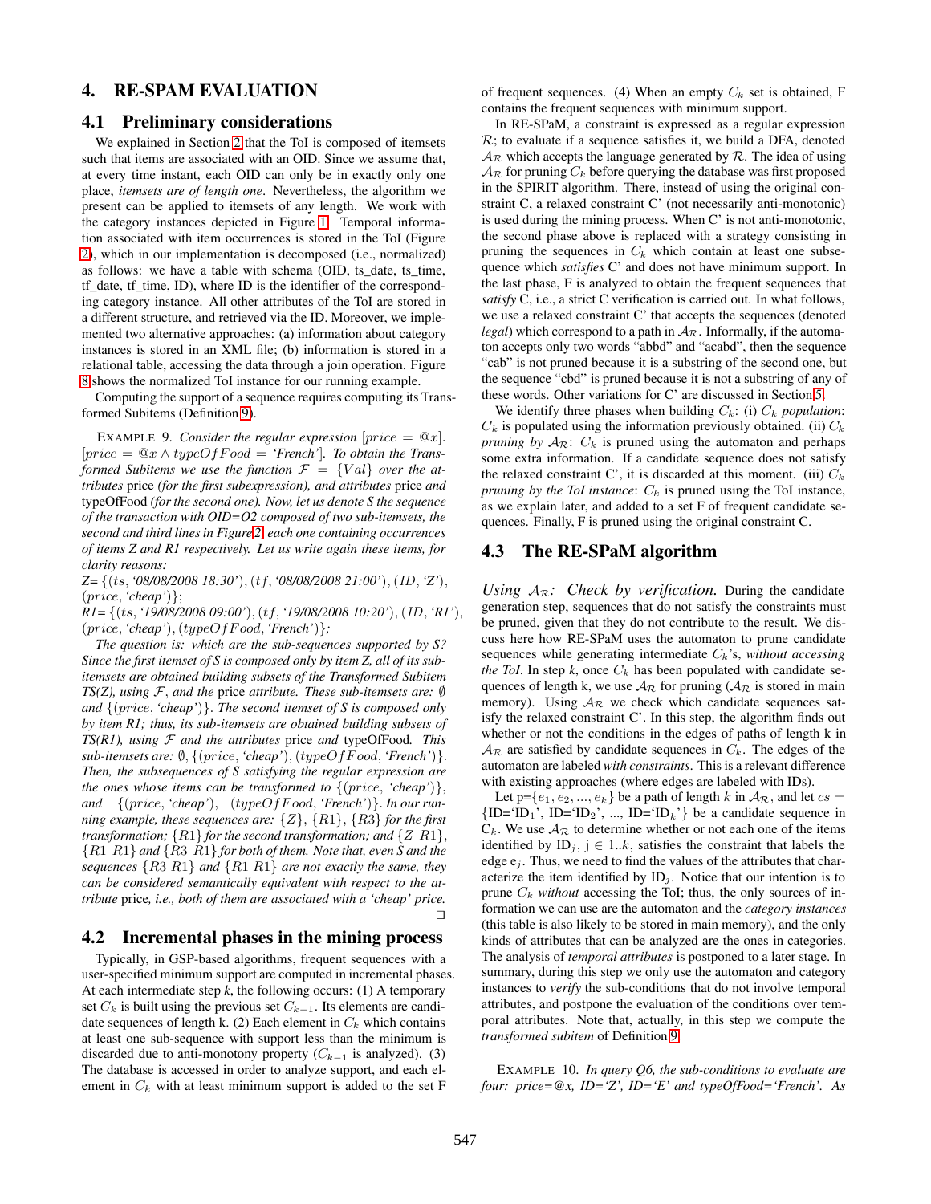## 4. RE-SPAM EVALUATION

### 4.1 Preliminary considerations

We explained in Section 2 that the ToI is composed of itemsets such that items are associated with an OID. Since we assume that, at every time instant, each OID can only be in exactly only one place, *itemsets are of length one*. Nevertheless, the algorithm we present can be applied to itemsets of any length. We work with the category instances depicted in Figure 1. Temporal information associated with item occurrences is stored in the ToI (Figure 2), which in our implementation is decomposed (i.e., normalized) as follows: we have a table with schema (OID, ts_date, ts_time, tf_date, tf_time, ID), where ID is the identifier of the corresponding category instance. All other attributes of the ToI are stored in a different structure, and retrieved via the ID. Moreover, we implemented two alternative approaches: (a) information about category instances is stored in an XML file; (b) information is stored in a relational table, accessing the data through a join operation. Figure 8 shows the normalized ToI instance for our running example.

Computing the support of a sequence requires computing its Transformed Subitems (Definition 9).

EXAMPLE 9. *Consider the regular expression* $[price = @x]$. $[price = @x \wedge typeOfFood =$ *'French'*]. *To obtain the Transformed Subitems we use the function* $\mathcal{F} = \{Val\}$ *over the attributes* price *(for the first subexpression), and attributes* price *and* typeOfFood *(for the second one). Now, let us denote S the sequence of the transaction with OID=O2 composed of two sub-itemsets, the second and third lines in Figure 2, each one containing occurrences of items Z and R1 respectively. Let us write again these items, for clarity reasons:*

*Z=* $\{(ts,$ *'08/08/2008 18:30'*$), (tf,$ *'08/08/2008 21:00'*$), (ID,$ *'Z'*$),$ $(price,$ *'cheap'*$)\}$;

*R1=* $\{(ts,$ *'19/08/2008 09:00'*$), (tf,$ *'19/08/2008 10:20'*$), (ID,$ *'R1'*$),$ $(price,$ *'cheap'*$), (typeOfFood,$ *'French'*$)\}$;

*The question is: which are the sub-sequences supported by S? Since the first itemset of S is composed only by item Z, all of its sub-itemsets are obtained building subsets of the Transformed Subitem TS(Z), using* $\mathcal{F}$*, and the* price *attribute. These sub-itemsets are:* $\emptyset$ *and* $\{(price,$ *'cheap'*$)\}$. *The second itemset of S is composed only by item R1; thus, its sub-itemsets are obtained building subsets of TS(R1), using* $\mathcal{F}$ *and the attributes* price *and* typeOfFood*. This sub-itemsets are:* $\emptyset, \{(price,$ *'cheap'*$), (typeOfFood,$ *'French'*$)\}$. *Then, the subsequences of S satisfying the regular expression are the ones whose items can be transformed to* $\{(price,$ *'cheap'*$)\}$, *and* $\{(price,$ *'cheap'*$), (typeOfFood,$ *'French'*$)\}$. *In our running example, these sequences are:* $\{Z\}$, $\{R1\}$, $\{R3\}$ *for the first transformation;* $\{R1\}$ *for the second transformation; and* $\{Z\ R1\}$, $\{R1\ R1\}$ *and* $\{R3\ R1\}$ *for both of them. Note that, even S and the sequences* $\{R3\ R1\}$ *and* $\{R1\ R1\}$ *are not exactly the same, they can be considered semantically equivalent with respect to the attribute* price*, i.e., both of them are associated with a 'cheap' price.* □

### 4.2 Incremental phases in the mining process

Typically, in GSP-based algorithms, frequent sequences with a user-specified minimum support are computed in incremental phases. At each intermediate step $k$, the following occurs: (1) A temporary set $C_k$ is built using the previous set $C_{k-1}$. Its elements are candidate sequences of length k. (2) Each element in $C_k$ which contains at least one sub-sequence with support less than the minimum is discarded due to anti-monotony property ($C_{k-1}$ is analyzed). (3) The database is accessed in order to analyze support, and each element in $C_k$ with at least minimum support is added to the set F of frequent sequences. (4) When an empty $C_k$ set is obtained, F contains the frequent sequences with minimum support.

In RE-SPaM, a constraint is expressed as a regular expression $\mathcal{R}$; to evaluate if a sequence satisfies it, we build a DFA, denoted $\mathcal{A}_\mathcal{R}$ which accepts the language generated by $\mathcal{R}$. The idea of using $\mathcal{A}_\mathcal{R}$ for pruning $C_k$ before querying the database was first proposed in the SPIRIT algorithm. There, instead of using the original constraint C, a relaxed constraint C' (not necessarily anti-monotonic) is used during the mining process. When C' is not anti-monotonic, the second phase above is replaced with a strategy consisting in pruning the sequences in $C_k$ which contain at least one subsequence which *satisfies* C' and does not have minimum support. In the last phase, F is analyzed to obtain the frequent sequences that *satisfy* C, i.e., a strict C verification is carried out. In what follows, we use a relaxed constraint C' that accepts the sequences (denoted *legal*) which correspond to a path in $\mathcal{A}_\mathcal{R}$. Informally, if the automaton accepts only two words "abbd" and "acabd", then the sequence "cab" is not pruned because it is a substring of the second one, but the sequence "cbd" is pruned because it is not a substring of any of these words. Other variations for C' are discussed in Section 5.

We identify three phases when building $C_k$: (i) $C_k$ *population*: $C_k$ is populated using the information previously obtained. (ii) $C_k$ *pruning by* $\mathcal{A}_\mathcal{R}$: $C_k$ is pruned using the automaton and perhaps some extra information. If a candidate sequence does not satisfy the relaxed constraint C', it is discarded at this moment. (iii) $C_k$ *pruning by the ToI instance*: $C_k$ is pruned using the ToI instance, as we explain later, and added to a set F of frequent candidate sequences. Finally, F is pruned using the original constraint C.

### 4.3 The RE-SPaM algorithm

*Using* $\mathcal{A}_\mathcal{R}$*: Check by verification.* During the candidate generation step, sequences that do not satisfy the constraints must be pruned, given that they do not contribute to the result. We discuss here how RE-SPaM uses the automaton to prune candidate sequences while generating intermediate $C_k$'s, *without accessing the ToI*. In step $k$, once $C_k$ has been populated with candidate sequences of length k, we use $\mathcal{A}_\mathcal{R}$ for pruning ($\mathcal{A}_\mathcal{R}$ is stored in main memory). Using $\mathcal{A}_\mathcal{R}$ we check which candidate sequences satisfy the relaxed constraint C'. In this step, the algorithm finds out whether or not the conditions in the edges of paths of length k in $\mathcal{A}_\mathcal{R}$ are satisfied by candidate sequences in $C_k$. The edges of the automaton are labeled *with constraints*. This is a relevant difference with existing approaches (where edges are labeled with IDs).

Let p=$\{e_1, e_2, ..., e_k\}$ be a path of length $k$ in $\mathcal{A}_\mathcal{R}$, and let $cs =$ {ID='ID$_1$', ID='ID$_2$', ..., ID='ID$_k$'} be a candidate sequence in $C_k$. We use $\mathcal{A}_\mathcal{R}$ to determine whether or not each one of the items identified by ID$_j$, j $\in$ 1..$k$, satisfies the constraint that labels the edge $e_j$. Thus, we need to find the values of the attributes that characterize the item identified by ID$_j$. Notice that our intention is to prune $C_k$ *without* accessing the ToI; thus, the only sources of information we can use are the automaton and the *category instances* (this table is also likely to be stored in main memory), and the only kinds of attributes that can be analyzed are the ones in categories. The analysis of *temporal attributes* is postponed to a later stage. In summary, during this step we only use the automaton and category instances to *verify* the sub-conditions that do not involve temporal attributes, and postpone the evaluation of the conditions over temporal attributes. Note that, actually, in this step we compute the *transformed subitem* of Definition 9.

EXAMPLE 10. *In query Q6, the sub-conditions to evaluate are four: price=@x, ID='Z', ID='E' and typeOfFood='French'. As*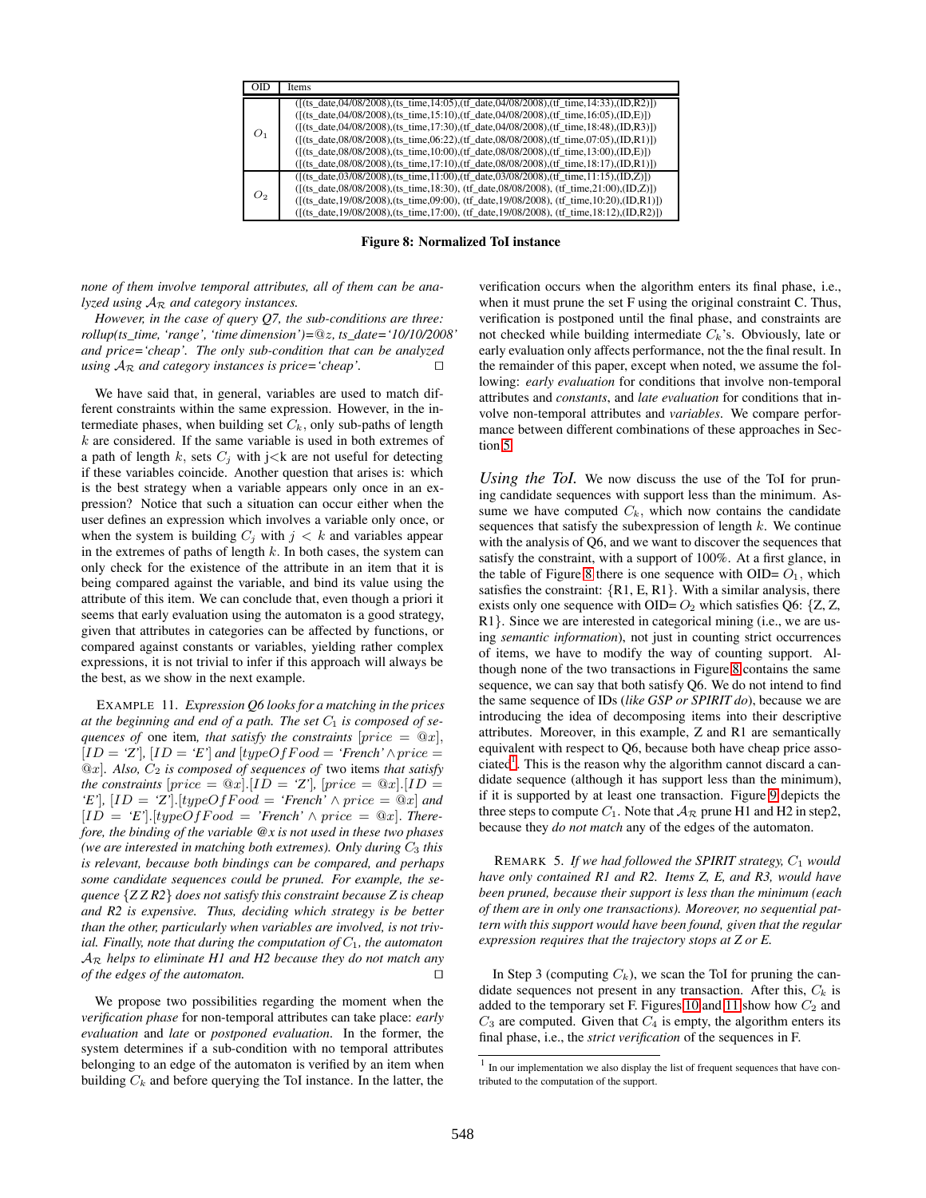| OID | Items |
|---|---|
| $O_1$ | ([(ts_date,04/08/2008),(ts_time,14:05),(tf_date,04/08/2008),(tf_time,14:33),(ID,R2)]) |
| | ([(ts_date,04/08/2008),(ts_time,15:10),(tf_date,04/08/2008),(tf_time,16:05),(ID,E)]) |
| | ([(ts_date,04/08/2008),(ts_time,17:30),(tf_date,04/08/2008),(tf_time,18:48),(ID,R3)]) |
| | ([(ts_date,08/08/2008),(ts_time,06:22),(tf_date,08/08/2008),(tf_time,07:05),(ID,R1)]) |
| | ([(ts_date,08/08/2008),(ts_time,10:00),(tf_date,08/08/2008),(tf_time,13:00),(ID,E)]) |
| | ([(ts_date,08/08/2008),(ts_time,17:10),(tf_date,08/08/2008),(tf_time,18:17),(ID,R1)]) |
| $O_2$ | ([(ts_date,03/08/2008),(ts_time,11:00),(tf_date,03/08/2008),(tf_time,11:15),(ID,Z)]) |
| | ([(ts_date,08/08/2008),(ts_time,18:30), (tf_date,08/08/2008), (tf_time,21:00),(ID,Z)]) |
| | ([(ts_date,19/08/2008),(ts_time,09:00), (tf_date,19/08/2008), (tf_time,10:20),(ID,R1)]) |
| | ([(ts_date,19/08/2008),(ts_time,17:00), (tf_date,19/08/2008), (tf_time,18:12),(ID,R2)]) |

**Figure 8: Normalized ToI instance**

*none of them involve temporal attributes, all of them can be analyzed using $\mathcal{A}_\mathcal{R}$ and category instances.*

*However, in the case of query Q7, the sub-conditions are three: rollup(ts_time, 'range', 'time dimension')=@z, ts_date='10/10/2008' and price='cheap'. The only sub-condition that can be analyzed using $\mathcal{A}_\mathcal{R}$ and category instances is price='cheap'.* □

We have said that, in general, variables are used to match different constraints within the same expression. However, in the intermediate phases, when building set $C_k$, only sub-paths of length $k$ are considered. If the same variable is used in both extremes of a path of length $k$, sets $C_j$ with j<k are not useful for detecting if these variables coincide. Another question that arises is: which is the best strategy when a variable appears only once in an expression? Notice that such a situation can occur either when the user defines an expression which involves a variable only once, or when the system is building $C_j$ with $j < k$ and variables appear in the extremes of paths of length $k$. In both cases, the system can only check for the existence of the attribute in an item that it is being compared against the variable, and bind its value using the attribute of this item. We can conclude that, even though a priori it seems that early evaluation using the automaton is a good strategy, given that attributes in categories can be affected by functions, or compared against constants or variables, yielding rather complex expressions, it is not trivial to infer if this approach will always be the best, as we show in the next example.

EXAMPLE 11. *Expression Q6 looks for a matching in the prices at the beginning and end of a path. The set $C_1$ is composed of sequences of* one item*, that satisfy the constraints $[price = @x]$, $[ID =$ 'Z'$]$, $[ID =$ 'E'$]$ and $[typeOfFood =$ 'French' $\wedge\, price = @x]$. Also, $C_2$ is composed of sequences of* two items *that satisfy the constraints $[price = @x].[ID =$ 'Z'$]$, $[price = @x].[ID =$ 'E'$]$, $[ID =$ 'Z'$].[typeOfFood =$ 'French' $\wedge\, price = @x]$ and $[ID =$ 'E'$].[typeOfFood =$ 'French' $\wedge\, price = @x]$. Therefore, the binding of the variable @x is not used in these two phases (we are interested in matching both extremes). Only during $C_3$ this is relevant, because both bindings can be compared, and perhaps some candidate sequences could be pruned. For example, the sequence {Z Z R2} does not satisfy this constraint because Z is cheap and R2 is expensive. Thus, deciding which strategy is be better than the other, particularly when variables are involved, is not trivial. Finally, note that during the computation of $C_1$, the automaton $\mathcal{A}_\mathcal{R}$ helps to eliminate H1 and H2 because they do not match any of the edges of the automaton.* □

We propose two possibilities regarding the moment when the *verification phase* for non-temporal attributes can take place: *early evaluation* and *late* or *postponed evaluation*. In the former, the system determines if a sub-condition with no temporal attributes belonging to an edge of the automaton is verified by an item when building $C_k$ and before querying the ToI instance. In the latter, the verification occurs when the algorithm enters its final phase, i.e., when it must prune the set F using the original constraint C. Thus, verification is postponed until the final phase, and constraints are not checked while building intermediate $C_k$'s. Obviously, late or early evaluation only affects performance, not the the final result. In the remainder of this paper, except when noted, we assume the following: *early evaluation* for conditions that involve non-temporal attributes and *constants*, and *late evaluation* for conditions that involve non-temporal attributes and *variables*. We compare performance between different combinations of these approaches in Section 5.

*Using the ToI.* We now discuss the use of the ToI for pruning candidate sequences with support less than the minimum. Assume we have computed $C_k$, which now contains the candidate sequences that satisfy the subexpression of length $k$. We continue with the analysis of Q6, and we want to discover the sequences that satisfy the constraint, with a support of 100%. At a first glance, in the table of Figure 8 there is one sequence with OID= $O_1$, which satisfies the constraint: {R1, E, R1}. With a similar analysis, there exists only one sequence with OID= $O_2$ which satisfies Q6: {Z, Z, R1}. Since we are interested in categorical mining (i.e., we are using *semantic information*), not just in counting strict occurrences of items, we have to modify the way of counting support. Although none of the two transactions in Figure 8 contains the same sequence, we can say that both satisfy Q6. We do not intend to find the same sequence of IDs (*like GSP or SPIRIT do*), because we are introducing the idea of decomposing items into their descriptive attributes. Moreover, in this example, Z and R1 are semantically equivalent with respect to Q6, because both have cheap price associated[1]. This is the reason why the algorithm cannot discard a candidate sequence (although it has support less than the minimum), if it is supported by at least one transaction. Figure 9 depicts the three steps to compute $C_1$. Note that $\mathcal{A}_\mathcal{R}$ prune H1 and H2 in step2, because they *do not match* any of the edges of the automaton.

REMARK 5. *If we had followed the SPIRIT strategy, $C_1$ would have only contained R1 and R2. Items Z, E, and R3, would have been pruned, because their support is less than the minimum (each of them are in only one transactions). Moreover, no sequential pattern with this support would have been found, given that the regular expression requires that the trajectory stops at Z or E.*

In Step 3 (computing $C_k$), we scan the ToI for pruning the candidate sequences not present in any transaction. After this, $C_k$ is added to the temporary set F. Figures 10 and 11 show how $C_2$ and $C_3$ are computed. Given that $C_4$ is empty, the algorithm enters its final phase, i.e., the *strict verification* of the sequences in F.

[1] In our implementation we also display the list of frequent sequences that have contributed to the computation of the support.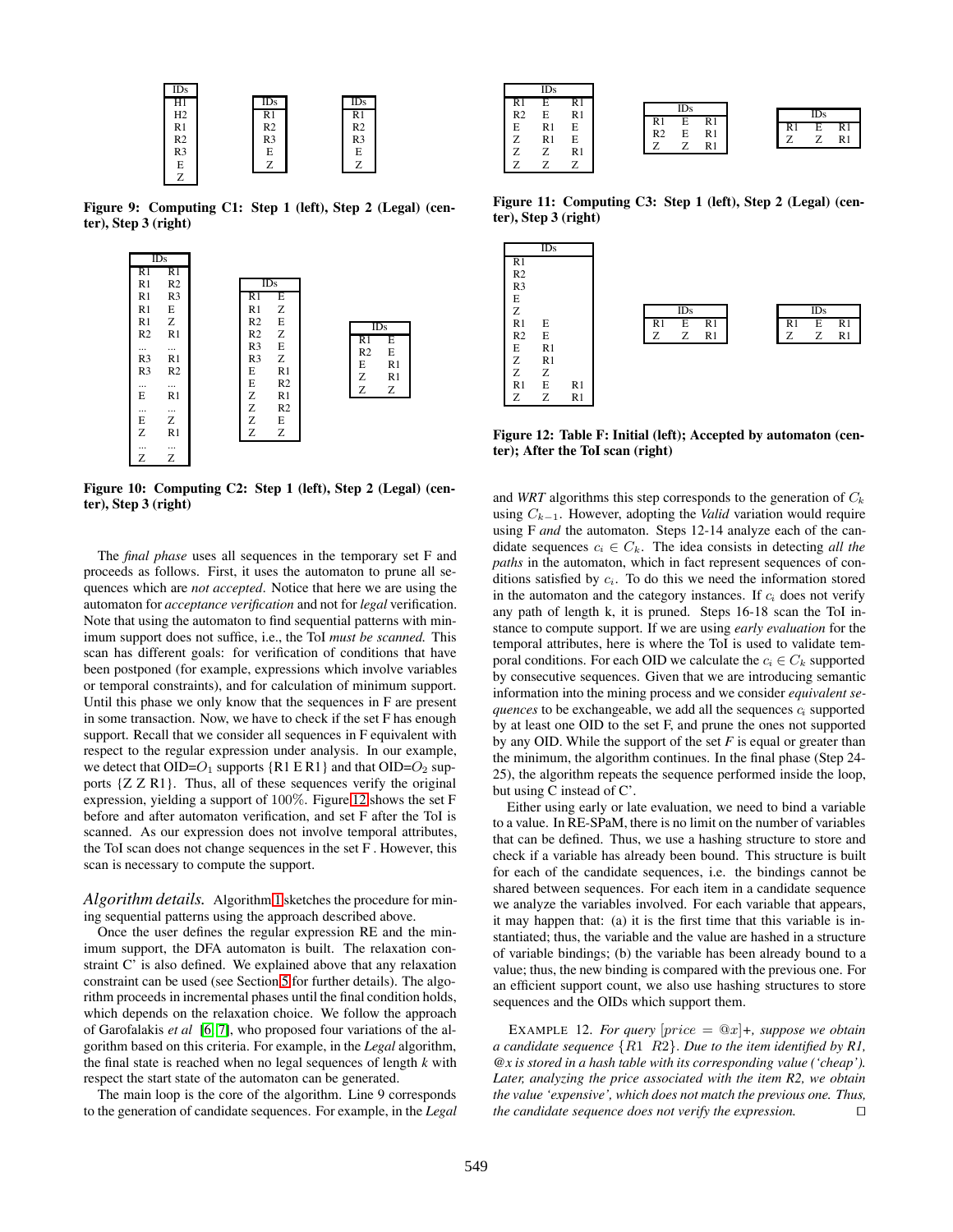| IDs |
|---|
| H1 |
| H2 |
| R1 |
| R2 |
| R3 |
| E |
| Z |

| IDs |
|---|
| R1 |
| R2 |
| R3 |
| E |
| Z |

| IDs |
|---|
| R1 |
| R2 |
| R3 |
| E |
| Z |

**Figure 9: Computing C1: Step 1 (left), Step 2 (Legal) (center), Step 3 (right)**

| IDs | |
|---|---|
| R1 | R1 |
| R1 | R2 |
| R1 | R3 |
| R1 | E |
| R1 | Z |
| R2 | R1 |
| ... | ... |
| R3 | R1 |
| R3 | R2 |
| ... | ... |
| E | R1 |
| ... | ... |
| E | Z |
| Z | R1 |
| ... | ... |
| Z | Z |

| IDs | |
|---|---|
| R1 | E |
| R1 | Z |
| R2 | E |
| R2 | Z |
| R3 | E |
| R3 | Z |
| E | R1 |
| E | R2 |
| Z | R1 |
| Z | R2 |
| Z | E |
| Z | Z |

| IDs | |
|---|---|
| R1 | E |
| R2 | E |
| E | R1 |
| Z | R1 |
| Z | Z |

**Figure 10: Computing C2: Step 1 (left), Step 2 (Legal) (center), Step 3 (right)**

The *final phase* uses all sequences in the temporary set F and proceeds as follows. First, it uses the automaton to prune all sequences which are *not accepted*. Notice that here we are using the automaton for *acceptance verification* and not for *legal* verification. Note that using the automaton to find sequential patterns with minimum support does not suffice, i.e., the ToI *must be scanned.* This scan has different goals: for verification of conditions that have been postponed (for example, expressions which involve variables or temporal constraints), and for calculation of minimum support. Until this phase we only know that the sequences in F are present in some transaction. Now, we have to check if the set F has enough support. Recall that we consider all sequences in F equivalent with respect to the regular expression under analysis. In our example, we detect that OID=$O_1$ supports {R1 E R1} and that OID=$O_2$ supports {Z Z R1}. Thus, all of these sequences verify the original expression, yielding a support of $100\%$. Figure 12 shows the set F before and after automaton verification, and set F after the ToI is scanned. As our expression does not involve temporal attributes, the ToI scan does not change sequences in the set F . However, this scan is necessary to compute the support.

*Algorithm details.* Algorithm 1 sketches the procedure for mining sequential patterns using the approach described above.

Once the user defines the regular expression RE and the minimum support, the DFA automaton is built. The relaxation constraint C' is also defined. We explained above that any relaxation constraint can be used (see Section 5 for further details). The algorithm proceeds in incremental phases until the final condition holds, which depends on the relaxation choice. We follow the approach of Garofalakis *et al* [6, 7], who proposed four variations of the algorithm based on this criteria. For example, in the *Legal* algorithm, the final state is reached when no legal sequences of length *k* with respect the start state of the automaton can be generated.

The main loop is the core of the algorithm. Line 9 corresponds to the generation of candidate sequences. For example, in the *Legal*

| IDs | | |
|---|---|---|
| R1 | E | R1 |
| R2 | E | R1 |
| E | R1 | E |
| Z | R1 | E |
| Z | Z | R1 |
| Z | Z | Z |

| IDs | | |
|---|---|---|
| R1 | E | R1 |
| R2 | E | R1 |
| Z | Z | R1 |

| IDs | | |
|---|---|---|
| R1 | E | R1 |
| Z | Z | R1 |

**Figure 11: Computing C3: Step 1 (left), Step 2 (Legal) (center), Step 3 (right)**

| IDs | | |
|---|---|---|
| R1 | | |
| R2 | | |
| R3 | | |
| E | | |
| Z | | |
| R1 | E | |
| R2 | E | |
| E | R1 | |
| Z | R1 | |
| Z | Z | |
| R1 | E | R1 |
| Z | Z | R1 |

| IDs | | |
|---|---|---|
| R1 | E | R1 |
| Z | Z | R1 |

| IDs | | |
|---|---|---|
| R1 | E | R1 |
| Z | Z | R1 |

**Figure 12: Table F: Initial (left); Accepted by automaton (center); After the ToI scan (right)**

and *WRT* algorithms this step corresponds to the generation of $C_k$ using $C_{k-1}$. However, adopting the *Valid* variation would require using F *and* the automaton. Steps 12-14 analyze each of the candidate sequences $c_i \in C_k$. The idea consists in detecting *all the paths* in the automaton, which in fact represent sequences of conditions satisfied by $c_i$. To do this we need the information stored in the automaton and the category instances. If $c_i$ does not verify any path of length k, it is pruned. Steps 16-18 scan the ToI instance to compute support. If we are using *early evaluation* for the temporal attributes, here is where the ToI is used to validate temporal conditions. For each OID we calculate the $c_i \in C_k$ supported by consecutive sequences. Given that we are introducing semantic information into the mining process and we consider *equivalent sequences* to be exchangeable, we add all the sequences $c_i$ supported by at least one OID to the set F, and prune the ones not supported by any OID. While the support of the set *F* is equal or greater than the minimum, the algorithm continues. In the final phase (Step 24-25), the algorithm repeats the sequence performed inside the loop, but using C instead of C'.

Either using early or late evaluation, we need to bind a variable to a value. In RE-SPaM, there is no limit on the number of variables that can be defined. Thus, we use a hashing structure to store and check if a variable has already been bound. This structure is built for each of the candidate sequences, i.e. the bindings cannot be shared between sequences. For each item in a candidate sequence we analyze the variables involved. For each variable that appears, it may happen that: (a) it is the first time that this variable is instantiated; thus, the variable and the value are hashed in a structure of variable bindings; (b) the variable has been already bound to a value; thus, the new binding is compared with the previous one. For an efficient support count, we also use hashing structures to store sequences and the OIDs which support them.

EXAMPLE 12. *For query $[price = @x]+$, suppose we obtain a candidate sequence $\{R1 \;\; R2\}$. Due to the item identified by R1, @x is stored in a hash table with its corresponding value ('cheap'). Later, analyzing the price associated with the item R2, we obtain the value 'expensive', which does not match the previous one. Thus, the candidate sequence does not verify the expression.* □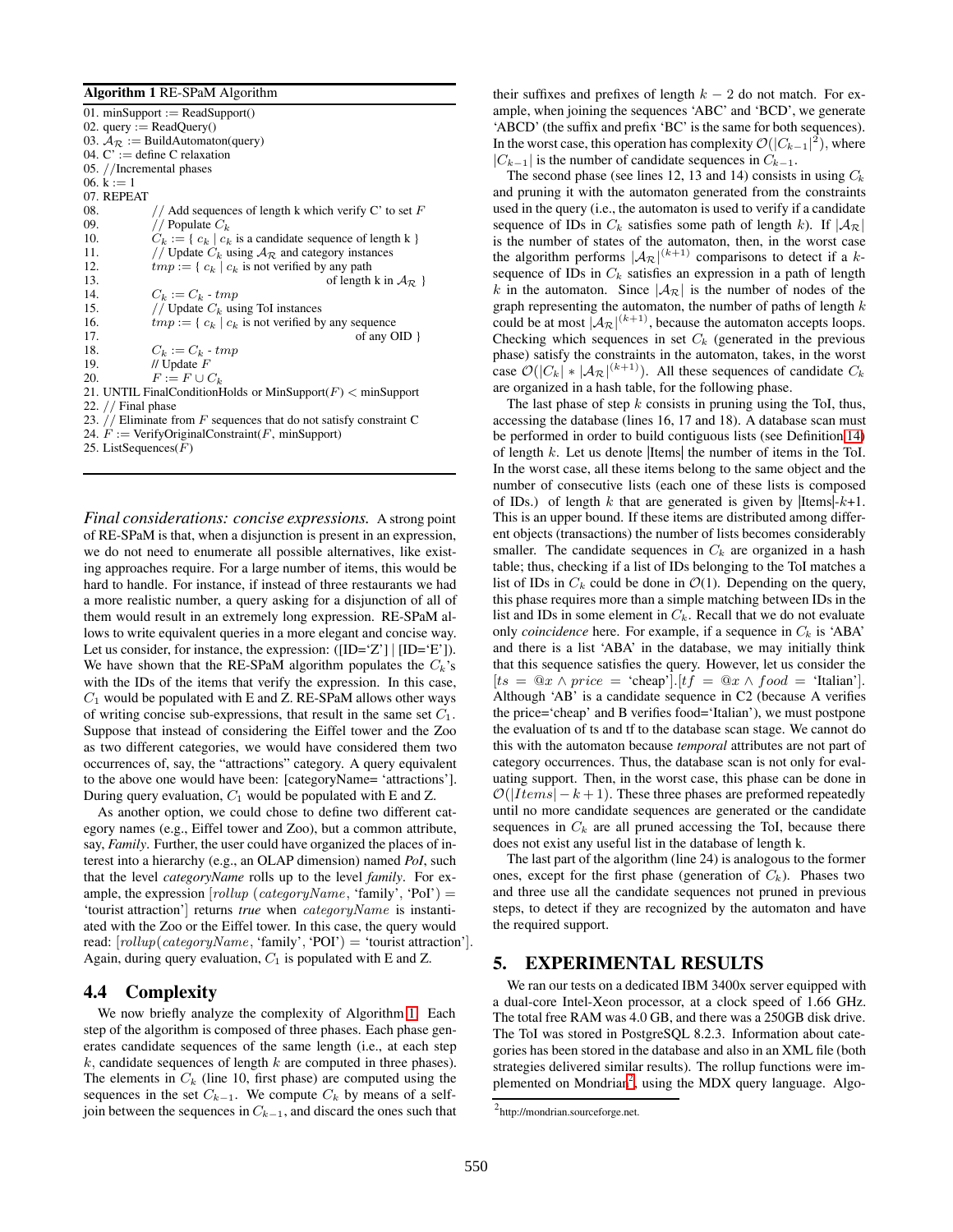**Algorithm 1** RE-SPaM Algorithm

```
01. minSupport := ReadSupport()
02. query := ReadQuery()
03. A_R := BuildAutomaton(query)
04. C' := define C relaxation
05. //Incremental phases
06. k := 1
07. REPEAT
08.         // Add sequences of length k which verify C' to set F
09.         // Populate C_k
10.         C_k := { c_k | c_k is a candidate sequence of length k }
11.         // Update C_k using A_R and category instances
12.         tmp := { c_k | c_k is not verified by any path
13.                                        of length k in A_R }
14.         C_k := C_k - tmp
15.         // Update C_k using ToI instances
16.         tmp := { c_k | c_k is not verified by any sequence
17.                                              of any OID }
18.         C_k := C_k - tmp
19.         // Update F
20.         F := F ∪ C_k
21. UNTIL FinalConditionHolds or MinSupport(F) < minSupport
22. // Final phase
23. // Eliminate from F sequences that do not satisfy constraint C
24. F := VerifyOriginalConstraint(F, minSupport)
25. ListSequences(F)
```

*Final considerations: concise expressions.* A strong point of RE-SPaM is that, when a disjunction is present in an expression, we do not need to enumerate all possible alternatives, like existing approaches require. For a large number of items, this would be hard to handle. For instance, if instead of three restaurants we had a more realistic number, a query asking for a disjunction of all of them would result in an extremely long expression. RE-SPaM allows to write equivalent queries in a more elegant and concise way. Let us consider, for instance, the expression: ([ID='Z'] | [ID='E']). We have shown that the RE-SPaM algorithm populates the $C_k$'s with the IDs of the items that verify the expression. In this case, $C_1$ would be populated with E and Z. RE-SPaM allows other ways of writing concise sub-expressions, that result in the same set $C_1$. Suppose that instead of considering the Eiffel tower and the Zoo as two different categories, we would have considered them two occurrences of, say, the "attractions" category. A query equivalent to the above one would have been: [categoryName= 'attractions']. During query evaluation, $C_1$ would be populated with E and Z.

As another option, we could chose to define two different category names (e.g., Eiffel tower and Zoo), but a common attribute, say, *Family*. Further, the user could have organized the places of interest into a hierarchy (e.g., an OLAP dimension) named *PoI*, such that the level *categoryName* rolls up to the level *family*. For example, the expression $[rollup\ (categoryName, \text{'family'}, \text{'PoI'}) =$ 'tourist attraction'] returns *true* when $categoryName$ is instantiated with the Zoo or the Eiffel tower. In this case, the query would read: $[rollup(categoryName, \text{'family'}, \text{'POI'}) = \text{'tourist attraction'}]$. Again, during query evaluation, $C_1$ is populated with E and Z.

## 4.4 Complexity

We now briefly analyze the complexity of Algorithm 1. Each step of the algorithm is composed of three phases. Each phase generates candidate sequences of the same length (i.e., at each step $k$, candidate sequences of length $k$ are computed in three phases). The elements in $C_k$ (line 10, first phase) are computed using the sequences in the set $C_{k-1}$. We compute $C_k$ by means of a self-join between the sequences in $C_{k-1}$, and discard the ones such that their suffixes and prefixes of length $k-2$ do not match. For example, when joining the sequences 'ABC' and 'BCD', we generate 'ABCD' (the suffix and prefix 'BC' is the same for both sequences). In the worst case, this operation has complexity $\mathcal{O}(|C_{k-1}|^2)$, where $|C_{k-1}|$ is the number of candidate sequences in $C_{k-1}$.

The second phase (see lines 12, 13 and 14) consists in using $C_k$ and pruning it with the automaton generated from the constraints used in the query (i.e., the automaton is used to verify if a candidate sequence of IDs in $C_k$ satisfies some path of length $k$). If $|\mathcal{A}_\mathcal{R}|$ is the number of states of the automaton, then, in the worst case the algorithm performs $|\mathcal{A}_\mathcal{R}|^{(k+1)}$ comparisons to detect if a $k$-sequence of IDs in $C_k$ satisfies an expression in a path of length $k$ in the automaton. Since $|\mathcal{A}_\mathcal{R}|$ is the number of nodes of the graph representing the automaton, the number of paths of length $k$ could be at most $|\mathcal{A}_\mathcal{R}|^{(k+1)}$, because the automaton accepts loops. Checking which sequences in set $C_k$ (generated in the previous phase) satisfy the constraints in the automaton, takes, in the worst case $\mathcal{O}(|C_k| * |\mathcal{A}_\mathcal{R}|^{(k+1)})$. All these sequences of candidate $C_k$ are organized in a hash table, for the following phase.

The last phase of step $k$ consists in pruning using the ToI, thus, accessing the database (lines 16, 17 and 18). A database scan must be performed in order to build contiguous lists (see Definition 14) of length $k$. Let us denote |Items| the number of items in the ToI. In the worst case, all these items belong to the same object and the number of consecutive lists (each one of these lists is composed of IDs.) of length $k$ that are generated is given by |Items|-$k$+1. This is an upper bound. If these items are distributed among different objects (transactions) the number of lists becomes considerably smaller. The candidate sequences in $C_k$ are organized in a hash table; thus, checking if a list of IDs belonging to the ToI matches a list of IDs in $C_k$ could be done in $\mathcal{O}(1)$. Depending on the query, this phase requires more than a simple matching between IDs in the list and IDs in some element in $C_k$. Recall that we do not evaluate only *coincidence* here. For example, if a sequence in $C_k$ is 'ABA' and there is a list 'ABA' in the database, we may initially think that this sequence satisfies the query. However, let us consider the $[ts = @x \wedge price = \text{'cheap'}].[tf = @x \wedge food = \text{'Italian'}]$. Although 'AB' is a candidate sequence in C2 (because A verifies the price='cheap' and B verifies food='Italian'), we must postpone the evaluation of ts and tf to the database scan stage. We cannot do this with the automaton because *temporal* attributes are not part of category occurrences. Thus, the database scan is not only for evaluating support. Then, in the worst case, this phase can be done in $\mathcal{O}(|Items| - k + 1)$. These three phases are preformed repeatedly until no more candidate sequences are generated or the candidate sequences in $C_k$ are all pruned accessing the ToI, because there does not exist any useful list in the database of length k.

The last part of the algorithm (line 24) is analogous to the former ones, except for the first phase (generation of $C_k$). Phases two and three use all the candidate sequences not pruned in previous steps, to detect if they are recognized by the automaton and have the required support.

# 5. EXPERIMENTAL RESULTS

We ran our tests on a dedicated IBM 3400x server equipped with a dual-core Intel-Xeon processor, at a clock speed of 1.66 GHz. The total free RAM was 4.0 GB, and there was a 250GB disk drive. The ToI was stored in PostgreSQL 8.2.3. Information about categories has been stored in the database and also in an XML file (both strategies delivered similar results). The rollup functions were implemented on Mondrian[2], using the MDX query language. Algo-

[2] http://mondrian.sourceforge.net.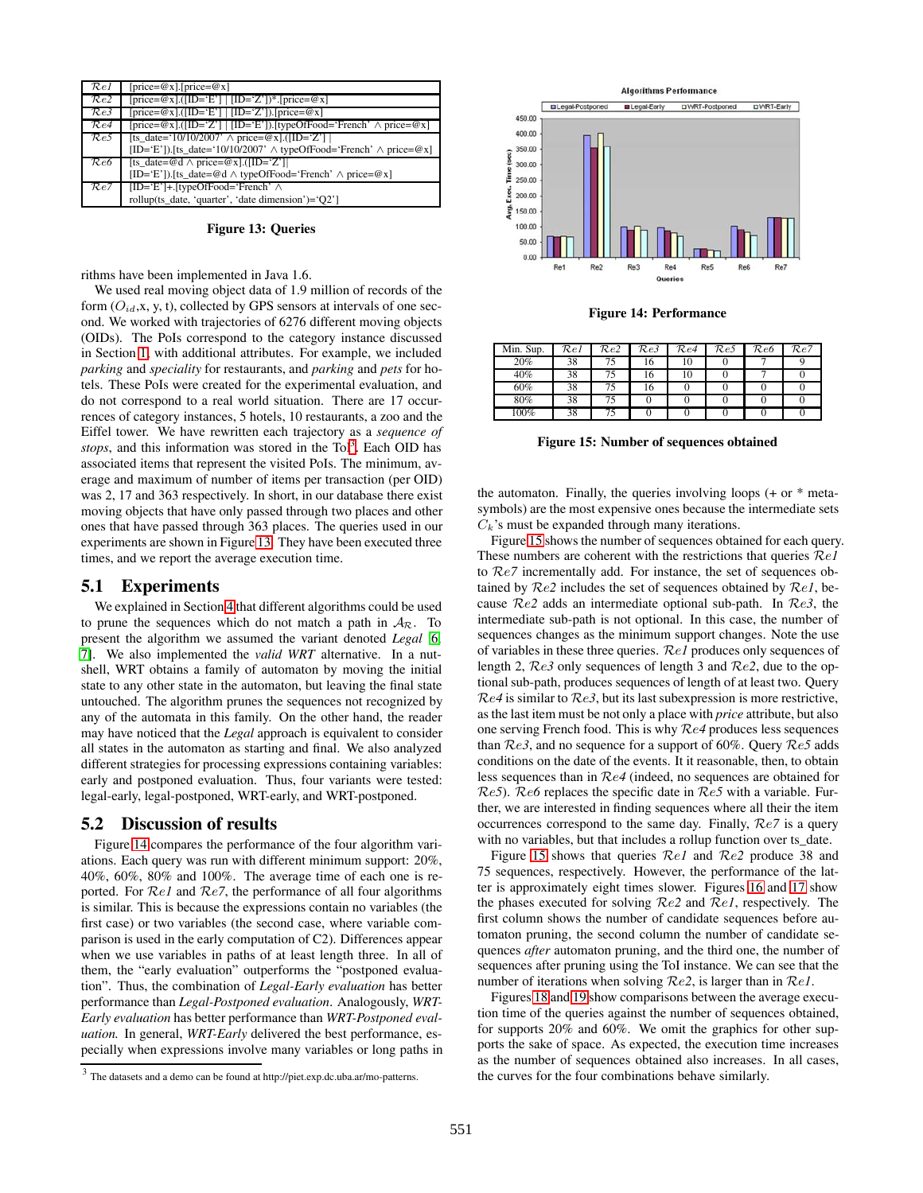| $\mathcal{R}e1$ | [price=@x].[price=@x] |
|---|---|
| $\mathcal{R}e2$ | [price=@x].([ID='E'] \| [ID='Z'])*.[price=@x] |
| $\mathcal{R}e3$ | [price=@x].([ID='E'] \| [ID='Z']).[price=@x] |
| $\mathcal{R}e4$ | [price=@x].([ID='Z'] \| [ID='E']).[typeOfFood='French' $\wedge$ price=@x] |
| $\mathcal{R}e5$ | [ts_date='10/10/2007' $\wedge$ price=@x].([ID='Z'] \| [ID='E']).[ts_date='10/10/2007' $\wedge$ typeOfFood='French' $\wedge$ price=@x] |
| $\mathcal{R}e6$ | [ts_date=@d $\wedge$ price=@x].([ID='Z'] \| [ID='E']).[ts_date=@d $\wedge$ typeOfFood='French' $\wedge$ price=@x] |
| $\mathcal{R}e7$ | [ID='E']+.[typeOfFood='French' $\wedge$ rollup(ts_date, 'quarter', 'date dimension')='Q2'] |

**Figure 13: Queries**

rithms have been implemented in Java 1.6.

We used real moving object data of 1.9 million of records of the form ($O_{id}$,x, y, t), collected by GPS sensors at intervals of one second. We worked with trajectories of 6276 different moving objects (OIDs). The PoIs correspond to the category instance discussed in Section 1, with additional attributes. For example, we included *parking* and *speciality* for restaurants, and *parking* and *pets* for hotels. These PoIs were created for the experimental evaluation, and do not correspond to a real world situation. There are 17 occurrences of category instances, 5 hotels, 10 restaurants, a zoo and the Eiffel tower. We have rewritten each trajectory as a *sequence of stops*, and this information was stored in the ToI[3]. Each OID has associated items that represent the visited PoIs. The minimum, average and maximum of number of items per transaction (per OID) was 2, 17 and 363 respectively. In short, in our database there exist moving objects that have only passed through two places and other ones that have passed through 363 places. The queries used in our experiments are shown in Figure 13. They have been executed three times, and we report the average execution time.

## 5.1 Experiments

We explained in Section 4 that different algorithms could be used to prune the sequences which do not match a path in $\mathcal{A}_{\mathcal{R}}$. To present the algorithm we assumed the variant denoted *Legal* [6, 7]. We also implemented the *valid WRT* alternative. In a nutshell, WRT obtains a family of automaton by moving the initial state to any other state in the automaton, but leaving the final state untouched. The algorithm prunes the sequences not recognized by any of the automata in this family. On the other hand, the reader may have noticed that the *Legal* approach is equivalent to consider all states in the automaton as starting and final. We also analyzed different strategies for processing expressions containing variables: early and postponed evaluation. Thus, four variants were tested: legal-early, legal-postponed, WRT-early, and WRT-postponed.

## 5.2 Discussion of results

Figure 14 compares the performance of the four algorithm variations. Each query was run with different minimum support: 20%, 40%, 60%, 80% and 100%. The average time of each one is reported. For $\mathcal{R}e1$ and $\mathcal{R}e7$, the performance of all four algorithms is similar. This is because the expressions contain no variables (the first case) or two variables (the second case, where variable comparison is used in the early computation of C2). Differences appear when we use variables in paths of at least length three. In all of them, the "early evaluation" outperforms the "postponed evaluation". Thus, the combination of *Legal-Early evaluation* has better performance than *Legal-Postponed evaluation*. Analogously, *WRT-Early evaluation* has better performance than *WRT-Postponed evaluation.* In general, *WRT-Early* delivered the best performance, especially when expressions involve many variables or long paths in the automaton. Finally, the queries involving loops (+ or * metasymbols) are the most expensive ones because the intermediate sets $C_k$'s must be expanded through many iterations.

**Figure 14: Performance**

| Min. Sup. | $\mathcal{R}e1$ | $\mathcal{R}e2$ | $\mathcal{R}e3$ | $\mathcal{R}e4$ | $\mathcal{R}e5$ | $\mathcal{R}e6$ | $\mathcal{R}e7$ |
|---|---|---|---|---|---|---|---|
| 20% | 38 | 75 | 16 | 10 | 0 | 7 | 9 |
| 40% | 38 | 75 | 16 | 10 | 0 | 7 | 0 |
| 60% | 38 | 75 | 16 | 0 | 0 | 0 | 0 |
| 80% | 38 | 75 | 0 | 0 | 0 | 0 | 0 |
| 100% | 38 | 75 | 0 | 0 | 0 | 0 | 0 |

**Figure 15: Number of sequences obtained**

Figure 15 shows the number of sequences obtained for each query. These numbers are coherent with the restrictions that queries $\mathcal{R}e1$ to $\mathcal{R}e7$ incrementally add. For instance, the set of sequences obtained by $\mathcal{R}e2$ includes the set of sequences obtained by $\mathcal{R}e1$, because $\mathcal{R}e2$ adds an intermediate optional sub-path. In $\mathcal{R}e3$, the intermediate sub-path is not optional. In this case, the number of sequences changes as the minimum support changes. Note the use of variables in these three queries. $\mathcal{R}e1$ produces only sequences of length 2, $\mathcal{R}e3$ only sequences of length 3 and $\mathcal{R}e2$, due to the optional sub-path, produces sequences of length of at least two. Query $\mathcal{R}e4$ is similar to $\mathcal{R}e3$, but its last subexpression is more restrictive, as the last item must be not only a place with *price* attribute, but also one serving French food. This is why $\mathcal{R}e4$ produces less sequences than $\mathcal{R}e3$, and no sequence for a support of 60%. Query $\mathcal{R}e5$ adds conditions on the date of the events. It it reasonable, then, to obtain less sequences than in $\mathcal{R}e4$ (indeed, no sequences are obtained for $\mathcal{R}e5$). $\mathcal{R}e6$ replaces the specific date in $\mathcal{R}e5$ with a variable. Further, we are interested in finding sequences where all their the item occurrences correspond to the same day. Finally, $\mathcal{R}e7$ is a query with no variables, but that includes a rollup function over ts_date.

Figure 15 shows that queries $\mathcal{R}e1$ and $\mathcal{R}e2$ produce 38 and 75 sequences, respectively. However, the performance of the latter is approximately eight times slower. Figures 16 and 17 show the phases executed for solving $\mathcal{R}e2$ and $\mathcal{R}e1$, respectively. The first column shows the number of candidate sequences before automaton pruning, the second column the number of candidate sequences *after* automaton pruning, and the third one, the number of sequences after pruning using the ToI instance. We can see that the number of iterations when solving $\mathcal{R}e2$, is larger than in $\mathcal{R}e1$.

Figures 18 and 19 show comparisons between the average execution time of the queries against the number of sequences obtained, for supports 20% and 60%. We omit the graphics for other supports the sake of space. As expected, the execution time increases as the number of sequences obtained also increases. In all cases, the curves for the four combinations behave similarly.

[3] The datasets and a demo can be found at http://piet.exp.dc.uba.ar/mo-patterns.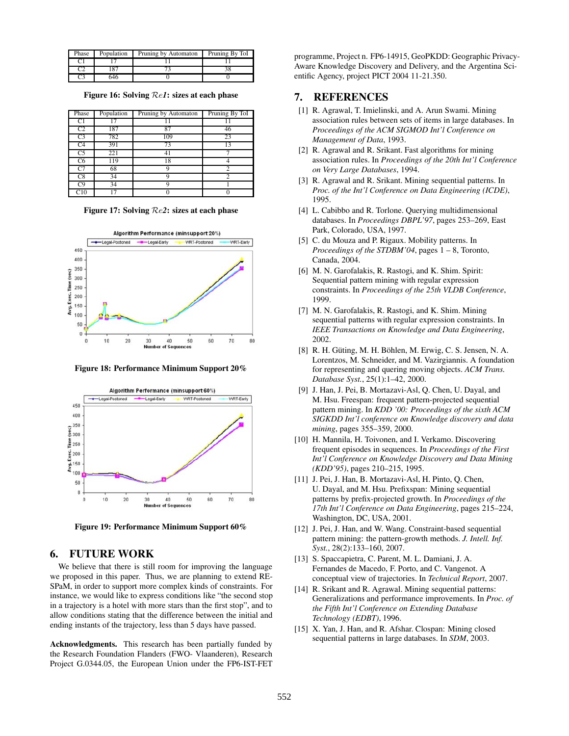| Phase | Population | Pruning by Automaton | Pruning By Tol |
|---|---|---|---|
| C1 | 17 | 11 | 11 |
| C2 | 187 | 73 | 38 |
| C3 | 646 | 0 | 0 |

**Figure 16: Solving $\mathcal{R}e1$: sizes at each phase**

| Phase | Population | Pruning by Automaton | Pruning By Tol |
|---|---|---|---|
| C1 | 17 | 11 | 11 |
| C2 | 187 | 87 | 46 |
| C3 | 782 | 109 | 23 |
| C4 | 391 | 73 | 13 |
| C5 | 221 | 41 | 7 |
| C6 | 119 | 18 | 4 |
| C7 | 68 | 9 | 2 |
| C8 | 34 | 9 | 2 |
| C9 | 34 | 9 | 1 |
| C10 | 17 | 0 | 0 |

**Figure 17: Solving $\mathcal{R}e2$: sizes at each phase**

Algorithm Performance (minsupport 20%)
Legal-Postoned, Legal-Early, WRT-Postoned, WRT-Early
Avg. Exec. Time (sec)
0, 50, 100, 150, 200, 250, 300, 350, 400, 450
0, 10, 20, 30, 40, 50, 60, 70, 80
Number of Sequences

**Figure 18: Performance Minimum Support 20%**

Algorithm Performance (minsupport 60%)
Legal-Postoned, Legal-Early, WRT-Postoned, WRT-Early
Avg. Exec. Time (sec)
0, 50, 100, 150, 200, 250, 300, 350, 400, 450
0, 10, 20, 30, 40, 50, 60, 70, 80
Number of Sequences

**Figure 19: Performance Minimum Support 60%**

## 6. FUTURE WORK

We believe that there is still room for improving the language we proposed in this paper. Thus, we are planning to extend RE-SPaM, in order to support more complex kinds of constraints. For instance, we would like to express conditions like "the second stop in a trajectory is a hotel with more stars than the first stop", and to allow conditions stating that the difference between the initial and ending instants of the trajectory, less than 5 days have passed.

**Acknowledgments.** This research has been partially funded by the Research Foundation Flanders (FWO- Vlaanderen), Research Project G.0344.05, the European Union under the FP6-IST-FET programme, Project n. FP6-14915, GeoPKDD: Geographic Privacy-Aware Knowledge Discovery and Delivery, and the Argentina Scientific Agency, project PICT 2004 11-21.350.

## 7. REFERENCES

[1] R. Agrawal, T. Imielinski, and A. Arun Swami. Mining association rules between sets of items in large databases. In *Proceedings of the ACM SIGMOD Int'l Conference on Management of Data*, 1993.

[2] R. Agrawal and R. Srikant. Fast algorithms for mining association rules. In *Proceedings of the 20th Int'l Conference on Very Large Databases*, 1994.

[3] R. Agrawal and R. Srikant. Mining sequential patterns. In *Proc. of the Int'l Conference on Data Engineering (ICDE)*, 1995.

[4] L. Cabibbo and R. Torlone. Querying multidimensional databases. In *Proceedings DBPL'97*, pages 253–269, East Park, Colorado, USA, 1997.

[5] C. du Mouza and P. Rigaux. Mobility patterns. In *Proceedings of the STDBM'04*, pages 1 – 8, Toronto, Canada, 2004.

[6] M. N. Garofalakis, R. Rastogi, and K. Shim. Spirit: Sequential pattern mining with regular expression constraints. In *Proceedings of the 25th VLDB Conference*, 1999.

[7] M. N. Garofalakis, R. Rastogi, and K. Shim. Mining sequential patterns with regular expression constraints. In *IEEE Transactions on Knowledge and Data Engineering*, 2002.

[8] R. H. Güting, M. H. Böhlen, M. Erwig, C. S. Jensen, N. A. Lorentzos, M. Schneider, and M. Vazirgiannis. A foundation for representing and quering moving objects. *ACM Trans. Database Syst.*, 25(1):1–42, 2000.

[9] J. Han, J. Pei, B. Mortazavi-Asl, Q. Chen, U. Dayal, and M. Hsu. Freespan: frequent pattern-projected sequential pattern mining. In *KDD '00: Proceedings of the sixth ACM SIGKDD Int'l conference on Knowledge discovery and data mining*, pages 355–359, 2000.

[10] H. Mannila, H. Toivonen, and I. Verkamo. Discovering frequent episodes in sequences. In *Proceedings of the First Int'l Conference on Knowledge Discovery and Data Mining (KDD'95)*, pages 210–215, 1995.

[11] J. Pei, J. Han, B. Mortazavi-Asl, H. Pinto, Q. Chen, U. Dayal, and M. Hsu. Prefixspan: Mining sequential patterns by prefix-projected growth. In *Proceedings of the 17th Int'l Conference on Data Engineering*, pages 215–224, Washington, DC, USA, 2001.

[12] J. Pei, J. Han, and W. Wang. Constraint-based sequential pattern mining: the pattern-growth methods. *J. Intell. Inf. Syst.*, 28(2):133–160, 2007.

[13] S. Spaccapietra, C. Parent, M. L. Damiani, J. A. Fernandes de Macedo, F. Porto, and C. Vangenot. A conceptual view of trajectories. In *Technical Report*, 2007.

[14] R. Srikant and R. Agrawal. Mining sequential patterns: Generalizations and performance improvements. In *Proc. of the Fifth Int'l Conference on Extending Database Technology (EDBT)*, 1996.

[15] X. Yan, J. Han, and R. Afshar. Clospan: Mining closed sequential patterns in large databases. In *SDM*, 2003.